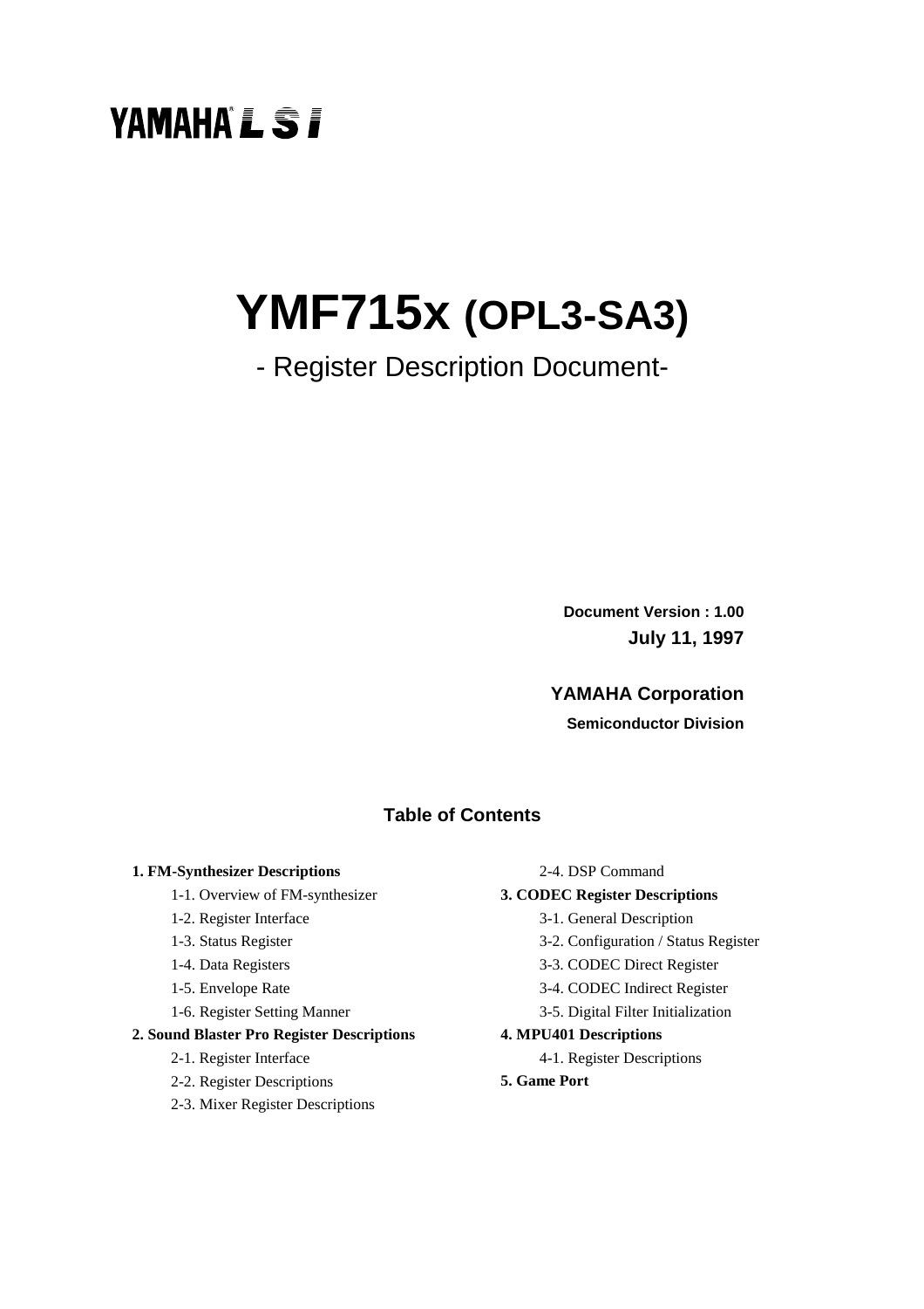YAMAHA LSI

# YMF715x (OPL3-SA3)

## - Register Description Document-

**Document Version : 1.00**
**July 11, 1997**

**YAMAHA Corporation**
**Semiconductor Division**

### Table of Contents

**1. FM-Synthesizer Descriptions**
- 1-1. Overview of FM-synthesizer
- 1-2. Register Interface
- 1-3. Status Register
- 1-4. Data Registers
- 1-5. Envelope Rate
- 1-6. Register Setting Manner

**2. Sound Blaster Pro Register Descriptions**
- 2-1. Register Interface
- 2-2. Register Descriptions
- 2-3. Mixer Register Descriptions
- 2-4. DSP Command

**3. CODEC Register Descriptions**
- 3-1. General Description
- 3-2. Configuration / Status Register
- 3-3. CODEC Direct Register
- 3-4. CODEC Indirect Register
- 3-5. Digital Filter Initialization

**4. MPU401 Descriptions**
- 4-1. Register Descriptions

**5. Game Port**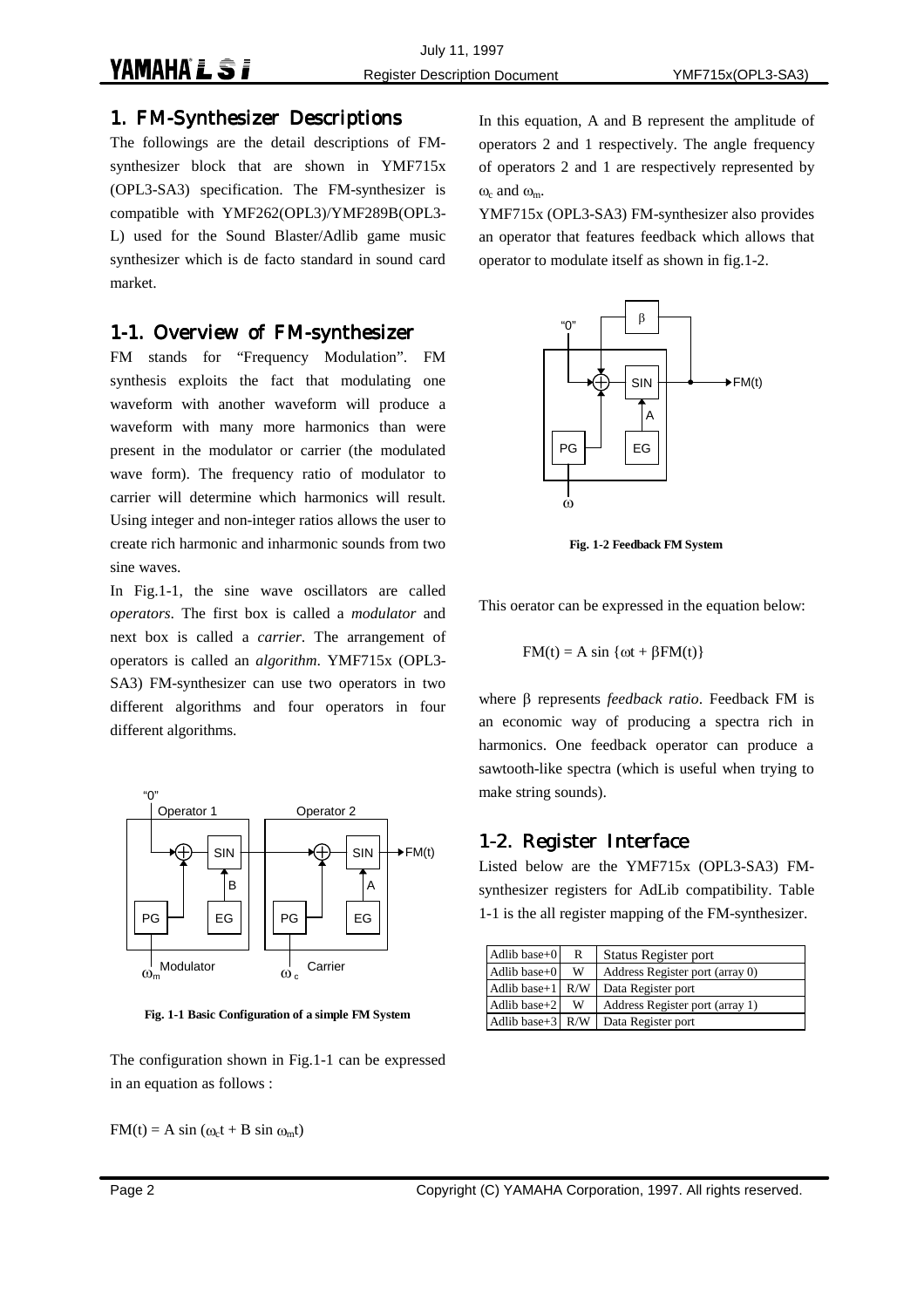# 1. FM-Synthesizer Descriptions

The followings are the detail descriptions of FM-synthesizer block that are shown in YMF715x (OPL3-SA3) specification. The FM-synthesizer is compatible with YMF262(OPL3)/YMF289B(OPL3-L) used for the Sound Blaster/Adlib game music synthesizer which is de facto standard in sound card market.

## 1-1. Overview of FM-synthesizer

FM stands for "Frequency Modulation". FM synthesis exploits the fact that modulating one waveform with another waveform will produce a waveform with many more harmonics than were present in the modulator or carrier (the modulated wave form). The frequency ratio of modulator to carrier will determine which harmonics will result. Using integer and non-integer ratios allows the user to create rich harmonic and inharmonic sounds from two sine waves.

In Fig.1-1, the sine wave oscillators are called *operators*. The first box is called a *modulator* and next box is called a *carrier*. The arrangement of operators is called an *algorithm*. YMF715x (OPL3-SA3) FM-synthesizer can use two operators in two different algorithms and four operators in four different algorithms.

Fig. 1-1 Basic Configuration of a simple FM System

The configuration shown in Fig.1-1 can be expressed in an equation as follows :

$$FM(t) = A \sin (\omega_c t + B \sin \omega_m t)$$

In this equation, A and B represent the amplitude of operators 2 and 1 respectively. The angle frequency of operators 2 and 1 are respectively represented by $\omega_c$ and $\omega_m$.

YMF715x (OPL3-SA3) FM-synthesizer also provides an operator that features feedback which allows that operator to modulate itself as shown in fig.1-2.

Fig. 1-2 Feedback FM System

This oerator can be expressed in the equation below:

$$FM(t) = A \sin \{\omega t + \beta FM(t)\}$$

where $\beta$ represents *feedback ratio*. Feedback FM is an economic way of producing a spectra rich in harmonics. One feedback operator can produce a sawtooth-like spectra (which is useful when trying to make string sounds).

## 1-2. Register Interface

Listed below are the YMF715x (OPL3-SA3) FM-synthesizer registers for AdLib compatibility. Table 1-1 is the all register mapping of the FM-synthesizer.

| Adlib base+0 | R | Status Register port |
|---|---|---|
| Adlib base+0 | W | Address Register port (array 0) |
| Adlib base+1 | R/W | Data Register port |
| Adlib base+2 | W | Address Register port (array 1) |
| Adlib base+3 | R/W | Data Register port |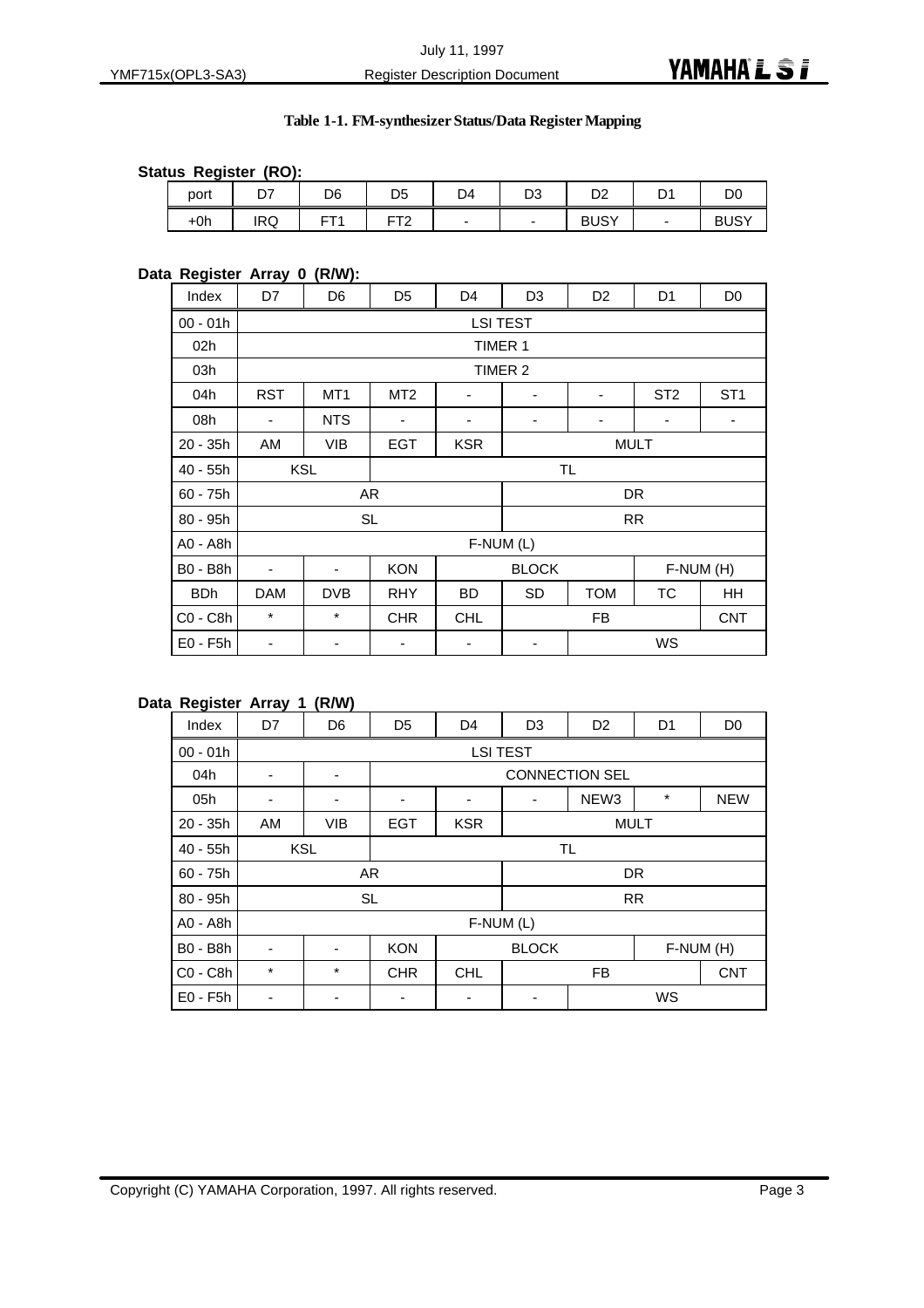**Table 1-1. FM-synthesizer Status/Data Register Mapping**

**Status Register (RO):**

| port | D7 | D6 | D5 | D4 | D3 | D2 | D1 | D0 |
|---|---|---|---|---|---|---|---|---|
| +0h | IRQ | FT1 | FT2 | - | - | BUSY | - | BUSY |

**Data Register Array 0 (R/W):**

| Index | D7 | D6 | D5 | D4 | D3 | D2 | D1 | D0 |
|---|---|---|---|---|---|---|---|---|
| 00 - 01h | LSI TEST | | | | | | | |
| 02h | TIMER 1 | | | | | | | |
| 03h | TIMER 2 | | | | | | | |
| 04h | RST | MT1 | MT2 | - | - | - | ST2 | ST1 |
| 08h | - | NTS | - | - | - | - | - | - |
| 20 - 35h | AM | VIB | EGT | KSR | MULT | | | |
| 40 - 55h | KSL | | TL | | | | | |
| 60 - 75h | AR | | | | DR | | | |
| 80 - 95h | SL | | | | RR | | | |
| A0 - A8h | F-NUM (L) | | | | | | | |
| B0 - B8h | - | - | KON | BLOCK | | | F-NUM (H) | |
| BDh | DAM | DVB | RHY | BD | SD | TOM | TC | HH |
| C0 - C8h | * | * | CHR | CHL | FB | | | CNT |
| E0 - F5h | - | - | - | - | - | WS | | |

**Data Register Array 1 (R/W)**

| Index | D7 | D6 | D5 | D4 | D3 | D2 | D1 | D0 |
|---|---|---|---|---|---|---|---|---|
| 00 - 01h | LSI TEST | | | | | | | |
| 04h | - | - | CONNECTION SEL | | | | | |
| 05h | - | - | - | - | - | NEW3 | * | NEW |
| 20 - 35h | AM | VIB | EGT | KSR | MULT | | | |
| 40 - 55h | KSL | | TL | | | | | |
| 60 - 75h | AR | | | | DR | | | |
| 80 - 95h | SL | | | | RR | | | |
| A0 - A8h | F-NUM (L) | | | | | | | |
| B0 - B8h | - | - | KON | BLOCK | | | F-NUM (H) | |
| C0 - C8h | * | * | CHR | CHL | FB | | | CNT |
| E0 - F5h | - | - | - | - | - | WS | | |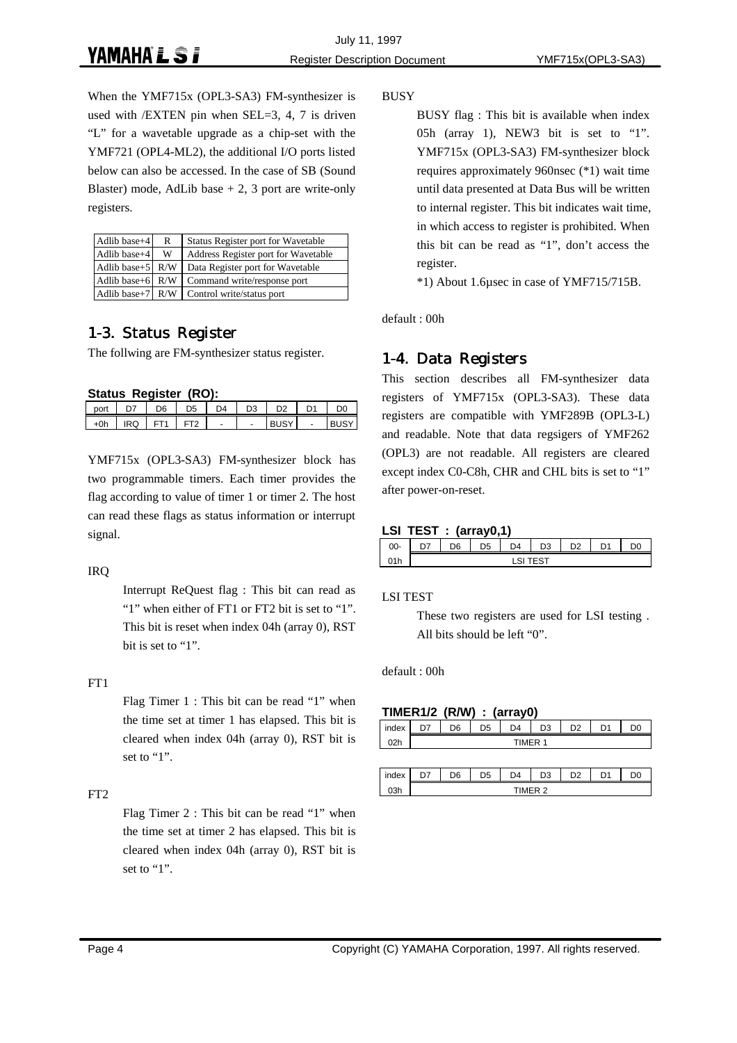When the YMF715x (OPL3-SA3) FM-synthesizer is used with /EXTEN pin when SEL=3, 4, 7 is driven "L" for a wavetable upgrade as a chip-set with the YMF721 (OPL4-ML2), the additional I/O ports listed below can also be accessed. In the case of SB (Sound Blaster) mode, AdLib base + 2, 3 port are write-only registers.

| | | |
|---|---|---|
| Adlib base+4 | R | Status Register port for Wavetable |
| Adlib base+4 | W | Address Register port for Wavetable |
| Adlib base+5 | R/W | Data Register port for Wavetable |
| Adlib base+6 | R/W | Command write/response port |
| Adlib base+7 | R/W | Control write/status port |

## 1-3. Status Register

The follwing are FM-synthesizer status register.

**Status Register (RO):**

| port | D7 | D6 | D5 | D4 | D3 | D2 | D1 | D0 |
|---|---|---|---|---|---|---|---|---|
| +0h | IRQ | FT1 | FT2 | - | - | BUSY | - | BUSY |

YMF715x (OPL3-SA3) FM-synthesizer block has two programmable timers. Each timer provides the flag according to value of timer 1 or timer 2. The host can read these flags as status information or interrupt signal.

IRQ

Interrupt ReQuest flag : This bit can read as "1" when either of FT1 or FT2 bit is set to "1". This bit is reset when index 04h (array 0), RST bit is set to "1".

FT1

Flag Timer 1 : This bit can be read "1" when the time set at timer 1 has elapsed. This bit is cleared when index 04h (array 0), RST bit is set to "1".

FT2

Flag Timer 2 : This bit can be read "1" when the time set at timer 2 has elapsed. This bit is cleared when index 04h (array 0), RST bit is set to "1".

BUSY

BUSY flag : This bit is available when index 05h (array 1), NEW3 bit is set to "1". YMF715x (OPL3-SA3) FM-synthesizer block requires approximately 960nsec (*1) wait time until data presented at Data Bus will be written to internal register. This bit indicates wait time, in which access to register is prohibited. When this bit can be read as "1", don't access the register.

*1) About 1.6μsec in case of YMF715/715B.

default : 00h

## 1-4. Data Registers

This section describes all FM-synthesizer data registers of YMF715x (OPL3-SA3). These data registers are compatible with YMF289B (OPL3-L) and readable. Note that data regsigers of YMF262 (OPL3) are not readable. All registers are cleared except index C0-C8h, CHR and CHL bits is set to "1" after power-on-reset.

**LSI TEST : (array0,1)**

| 00- | D7 | D6 | D5 | D4 | D3 | D2 | D1 | D0 |
|---|---|---|---|---|---|---|---|---|
| 01h | LSI TEST | | | | | | | |

LSI TEST

These two registers are used for LSI testing . All bits should be left "0".

default : 00h

**TIMER1/2 (R/W) : (array0)**

| index | D7 | D6 | D5 | D4 | D3 | D2 | D1 | D0 |
|---|---|---|---|---|---|---|---|---|
| 02h | TIMER 1 | | | | | | | |

| index | D7 | D6 | D5 | D4 | D3 | D2 | D1 | D0 |
|---|---|---|---|---|---|---|---|---|
| 03h | TIMER 2 | | | | | | | |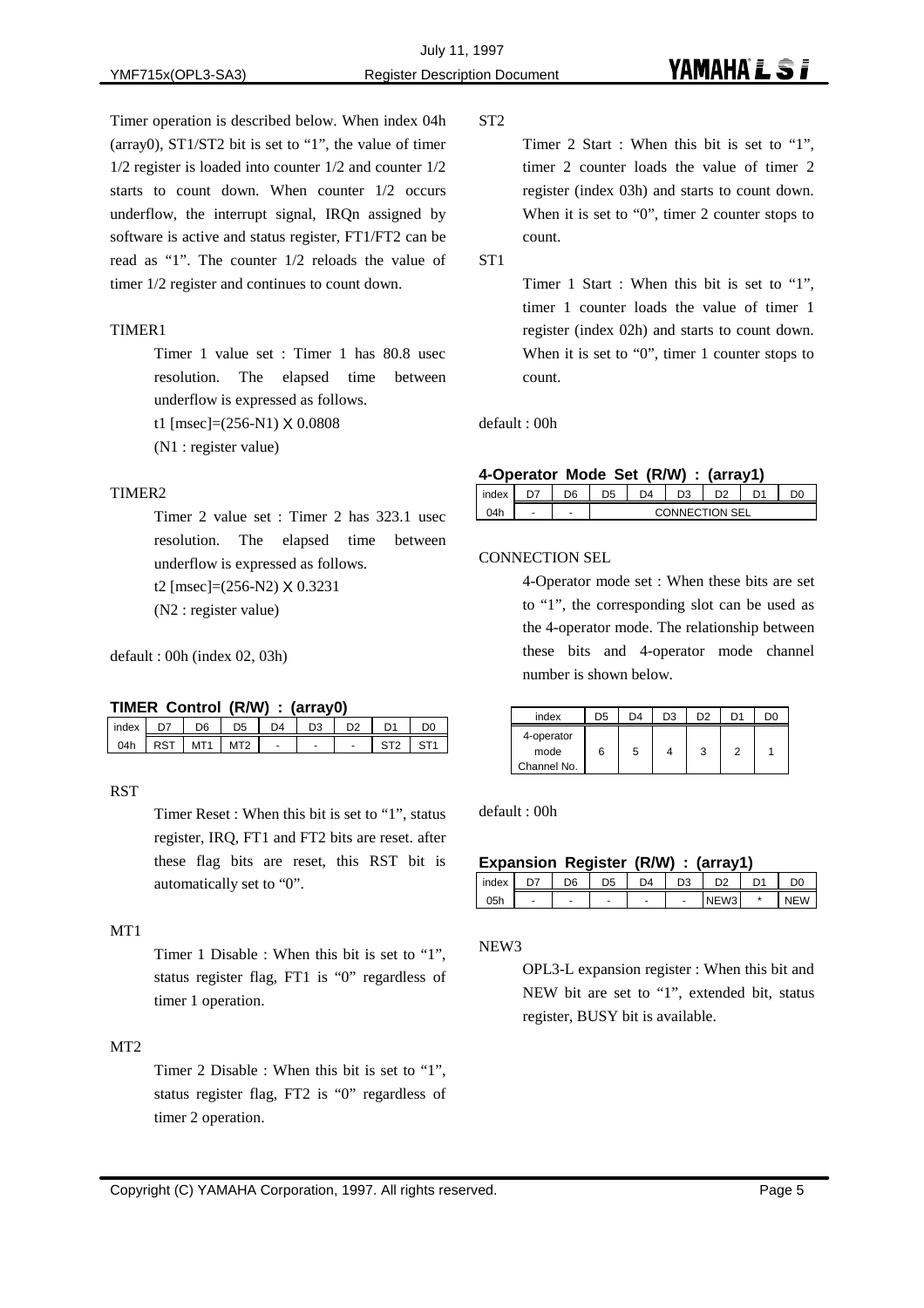Timer operation is described below. When index 04h (array0), ST1/ST2 bit is set to "1", the value of timer 1/2 register is loaded into counter 1/2 and counter 1/2 starts to count down. When counter 1/2 occurs underflow, the interrupt signal, IRQn assigned by software is active and status register, FT1/FT2 can be read as "1". The counter 1/2 reloads the value of timer 1/2 register and continues to count down.

TIMER1

Timer 1 value set : Timer 1 has 80.8 usec resolution. The elapsed time between underflow is expressed as follows.

t1 [msec]=(256-N1) X 0.0808

(N1 : register value)

TIMER2

Timer 2 value set : Timer 2 has 323.1 usec resolution. The elapsed time between underflow is expressed as follows.

t2 [msec]=(256-N2) X 0.3231

(N2 : register value)

default : 00h (index 02, 03h)

**TIMER Control (R/W) : (array0)**

| index | D7 | D6 | D5 | D4 | D3 | D2 | D1 | D0 |
|---|---|---|---|---|---|---|---|---|
| 04h | RST | MT1 | MT2 | - | - | - | ST2 | ST1 |

RST

Timer Reset : When this bit is set to "1", status register, IRQ, FT1 and FT2 bits are reset. after these flag bits are reset, this RST bit is automatically set to "0".

MT1

Timer 1 Disable : When this bit is set to "1", status register flag, FT1 is "0" regardless of timer 1 operation.

MT2

Timer 2 Disable : When this bit is set to "1", status register flag, FT2 is "0" regardless of timer 2 operation.

ST2

Timer 2 Start : When this bit is set to "1", timer 2 counter loads the value of timer 2 register (index 03h) and starts to count down. When it is set to "0", timer 2 counter stops to count.

ST1

Timer 1 Start : When this bit is set to "1", timer 1 counter loads the value of timer 1 register (index 02h) and starts to count down. When it is set to "0", timer 1 counter stops to count.

default : 00h

**4-Operator Mode Set (R/W) : (array1)**

| index | D7 | D6 | D5 | D4 | D3 | D2 | D1 | D0 |
|---|---|---|---|---|---|---|---|---|
| 04h | - | - | CONNECTION SEL | | | | | |

CONNECTION SEL

4-Operator mode set : When these bits are set to "1", the corresponding slot can be used as the 4-operator mode. The relationship between these bits and 4-operator mode channel number is shown below.

| index | D5 | D4 | D3 | D2 | D1 | D0 |
|---|---|---|---|---|---|---|
| 4-operator mode Channel No. | 6 | 5 | 4 | 3 | 2 | 1 |

default : 00h

**Expansion Register (R/W) : (array1)**

| index | D7 | D6 | D5 | D4 | D3 | D2 | D1 | D0 |
|---|---|---|---|---|---|---|---|---|
| 05h | - | - | - | - | - | NEW3 | * | NEW |

NEW3

OPL3-L expansion register : When this bit and NEW bit are set to "1", extended bit, status register, BUSY bit is available.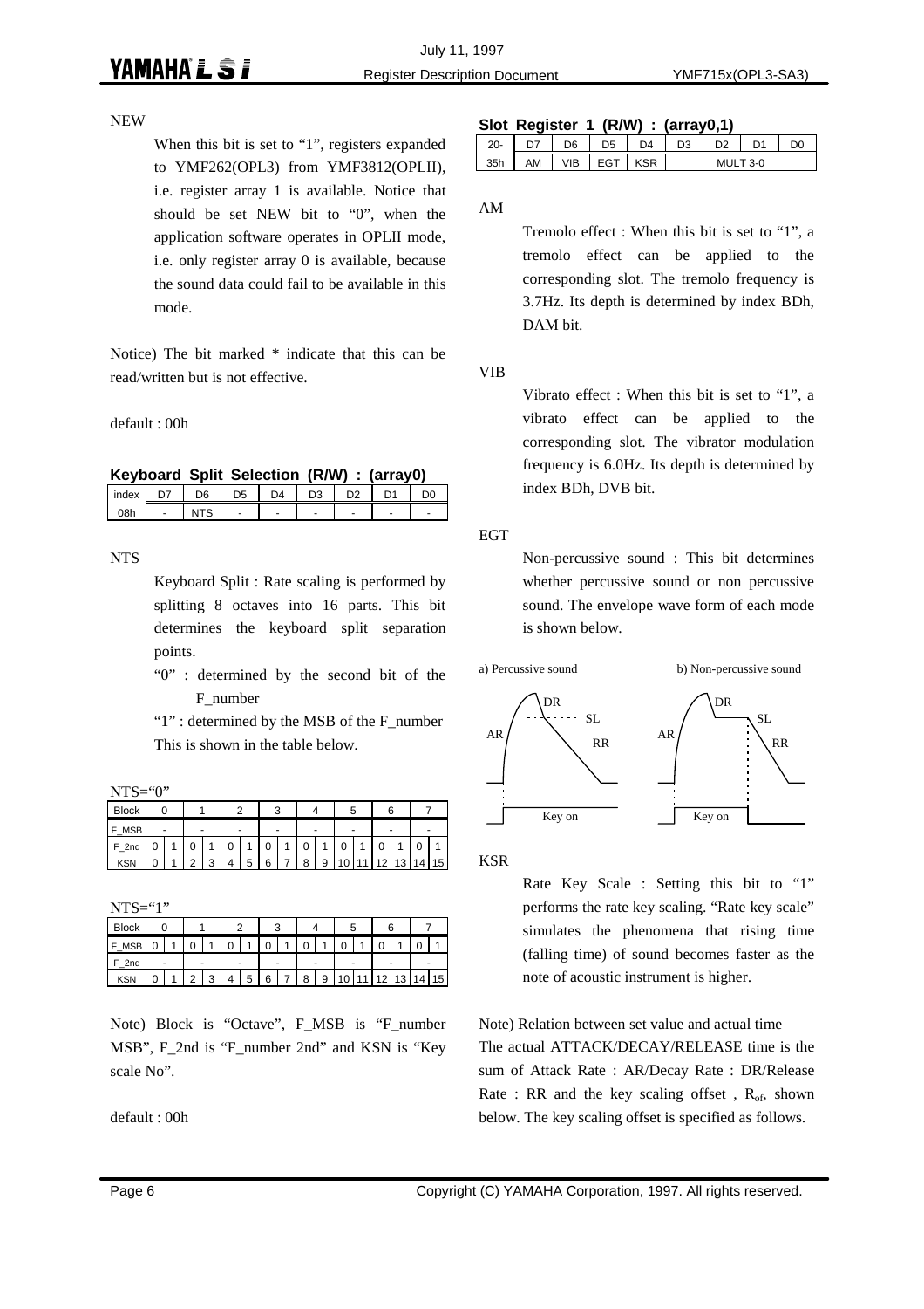NEW

When this bit is set to "1", registers expanded to YMF262(OPL3) from YMF3812(OPLII), i.e. register array 1 is available. Notice that should be set NEW bit to "0", when the application software operates in OPLII mode, i.e. only register array 0 is available, because the sound data could fail to be available in this mode.

Notice) The bit marked * indicate that this can be read/written but is not effective.

default : 00h

**Keyboard Split Selection (R/W) : (array0)**

| index | D7 | D6 | D5 | D4 | D3 | D2 | D1 | D0 |
|---|---|---|---|---|---|---|---|---|
| 08h | - | NTS | - | - | - | - | - | - |

NTS

Keyboard Split : Rate scaling is performed by splitting 8 octaves into 16 parts. This bit determines the keyboard split separation points.

"0" : determined by the second bit of the F_number

"1" : determined by the MSB of the F_number

This is shown in the table below.

NTS="0"

| Block | 0 | | 1 | | 2 | | 3 | | 4 | | 5 | | 6 | | 7 | |
|---|---|---|---|---|---|---|---|---|---|---|---|---|---|---|---|---|
| F_MSB | - | | - | | - | | - | | - | | - | | - | | - | |
| F_2nd | 0 | 1 | 0 | 1 | 0 | 1 | 0 | 1 | 0 | 1 | 0 | 1 | 0 | 1 | 0 | 1 |
| KSN | 0 | 1 | 2 | 3 | 4 | 5 | 6 | 7 | 8 | 9 | 10 | 11 | 12 | 13 | 14 | 15 |

NTS="1"

| Block | 0 | | 1 | | 2 | | 3 | | 4 | | 5 | | 6 | | 7 | |
|---|---|---|---|---|---|---|---|---|---|---|---|---|---|---|---|---|
| F_MSB | 0 | 1 | 0 | 1 | 0 | 1 | 0 | 1 | 0 | 1 | 0 | 1 | 0 | 1 | 0 | 1 |
| F_2nd | - | | - | | - | | - | | - | | - | | - | | - | |
| KSN | 0 | 1 | 2 | 3 | 4 | 5 | 6 | 7 | 8 | 9 | 10 | 11 | 12 | 13 | 14 | 15 |

Note) Block is "Octave", F_MSB is "F_number MSB", F_2nd is "F_number 2nd" and KSN is "Key scale No".

default : 00h

**Slot Register 1 (R/W) : (array0,1)**

| 20- | D7 | D6 | D5 | D4 | D3 | D2 | D1 | D0 |
|---|---|---|---|---|---|---|---|---|
| 35h | AM | VIB | EGT | KSR | MULT 3-0 | | | |

AM

Tremolo effect : When this bit is set to "1", a tremolo effect can be applied to the corresponding slot. The tremolo frequency is 3.7Hz. Its depth is determined by index BDh, DAM bit.

VIB

Vibrato effect : When this bit is set to "1", a vibrato effect can be applied to the corresponding slot. The vibrator modulation frequency is 6.0Hz. Its depth is determined by index BDh, DVB bit.

EGT

Non-percussive sound : This bit determines whether percussive sound or non percussive sound. The envelope wave form of each mode is shown below.

a) Percussive sound b) Non-percussive sound

AR DR SL RR Key on

KSR

Rate Key Scale : Setting this bit to "1" performs the rate key scaling. "Rate key scale" simulates the phenomena that rising time (falling time) of sound becomes faster as the note of acoustic instrument is higher.

Note) Relation between set value and actual time

The actual ATTACK/DECAY/RELEASE time is the sum of Attack Rate : AR/Decay Rate : DR/Release Rate : RR and the key scaling offset , $R_{of}$, shown below. The key scaling offset is specified as follows.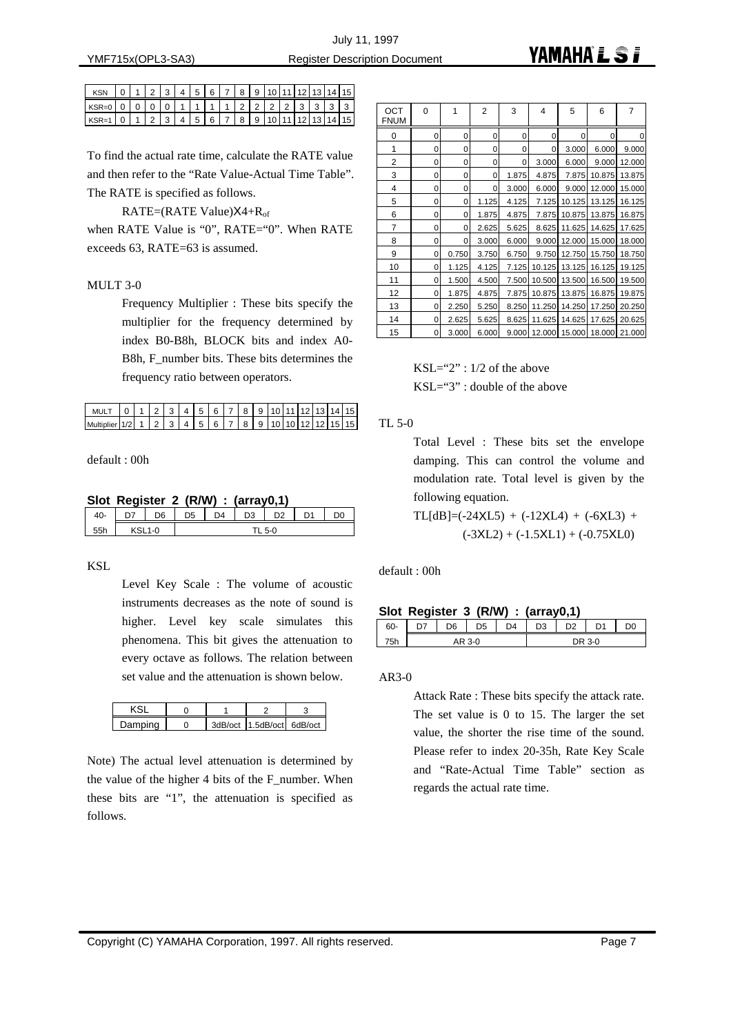| KSN | 0 | 1 | 2 | 3 | 4 | 5 | 6 | 7 | 8 | 9 | 10 | 11 | 12 | 13 | 14 | 15 |
|---|---|---|---|---|---|---|---|---|---|---|---|---|---|---|---|---|
| KSR=0 | 0 | 0 | 0 | 0 | 1 | 1 | 1 | 1 | 2 | 2 | 2 | 2 | 3 | 3 | 3 | 3 |
| KSR=1 | 0 | 1 | 2 | 3 | 4 | 5 | 6 | 7 | 8 | 9 | 10 | 11 | 12 | 13 | 14 | 15 |

To find the actual rate time, calculate the RATE value and then refer to the "Rate Value-Actual Time Table". The RATE is specified as follows.

RATE=(RATE Value)X4+$R_{of}$

when RATE Value is "0", RATE="0". When RATE exceeds 63, RATE=63 is assumed.

MULT 3-0

Frequency Multiplier : These bits specify the multiplier for the frequency determined by index B0-B8h, BLOCK bits and index A0-B8h, F_number bits. These bits determines the frequency ratio between operators.

| MULT | 0 | 1 | 2 | 3 | 4 | 5 | 6 | 7 | 8 | 9 | 10 | 11 | 12 | 13 | 14 | 15 |
|---|---|---|---|---|---|---|---|---|---|---|---|---|---|---|---|---|
| Multiplier | 1/2 | 1 | 2 | 3 | 4 | 5 | 6 | 7 | 8 | 9 | 10 | 10 | 12 | 12 | 15 | 15 |

default : 00h

**Slot Register 2 (R/W) : (array0,1)**

| 40- | D7 | D6 | D5 | D4 | D3 | D2 | D1 | D0 |
|---|---|---|---|---|---|---|---|---|
| 55h | KSL1-0 | | TL 5-0 | | | | | |

KSL

Level Key Scale : The volume of acoustic instruments decreases as the note of sound is higher. Level key scale simulates this phenomena. This bit gives the attenuation to every octave as follows. The relation between set value and the attenuation is shown below.

| KSL | 0 | 1 | 2 | 3 |
|---|---|---|---|---|
| Damping | 0 | 3dB/oct | 1.5dB/oct | 6dB/oct |

Note) The actual level attenuation is determined by the value of the higher 4 bits of the F_number. When these bits are "1", the attenuation is specified as follows.

| OCT / FNUM | 0 | 1 | 2 | 3 | 4 | 5 | 6 | 7 |
|---|---|---|---|---|---|---|---|---|
| 0 | 0 | 0 | 0 | 0 | 0 | 0 | 0 | 0 |
| 1 | 0 | 0 | 0 | 0 | 0 | 3.000 | 6.000 | 9.000 |
| 2 | 0 | 0 | 0 | 0 | 3.000 | 6.000 | 9.000 | 12.000 |
| 3 | 0 | 0 | 0 | 1.875 | 4.875 | 7.875 | 10.875 | 13.875 |
| 4 | 0 | 0 | 0 | 3.000 | 6.000 | 9.000 | 12.000 | 15.000 |
| 5 | 0 | 0 | 1.125 | 4.125 | 7.125 | 10.125 | 13.125 | 16.125 |
| 6 | 0 | 0 | 1.875 | 4.875 | 7.875 | 10.875 | 13.875 | 16.875 |
| 7 | 0 | 0 | 2.625 | 5.625 | 8.625 | 11.625 | 14.625 | 17.625 |
| 8 | 0 | 0 | 3.000 | 6.000 | 9.000 | 12.000 | 15.000 | 18.000 |
| 9 | 0 | 0.750 | 3.750 | 6.750 | 9.750 | 12.750 | 15.750 | 18.750 |
| 10 | 0 | 1.125 | 4.125 | 7.125 | 10.125 | 13.125 | 16.125 | 19.125 |
| 11 | 0 | 1.500 | 4.500 | 7.500 | 10.500 | 13.500 | 16.500 | 19.500 |
| 12 | 0 | 1.875 | 4.875 | 7.875 | 10.875 | 13.875 | 16.875 | 19.875 |
| 13 | 0 | 2.250 | 5.250 | 8.250 | 11.250 | 14.250 | 17.250 | 20.250 |
| 14 | 0 | 2.625 | 5.625 | 8.625 | 11.625 | 14.625 | 17.625 | 20.625 |
| 15 | 0 | 3.000 | 6.000 | 9.000 | 12.000 | 15.000 | 18.000 | 21.000 |

KSL="2" : 1/2 of the above
KSL="3" : double of the above

TL 5-0

Total Level : These bits set the envelope damping. This can control the volume and modulation rate. Total level is given by the following equation.

TL[dB]=(-24XL5) + (-12XL4) + (-6XL3) + (-3XL2) + (-1.5XL1) + (-0.75XL0)

default : 00h

**Slot Register 3 (R/W) : (array0,1)**

| 60- | D7 | D6 | D5 | D4 | D3 | D2 | D1 | D0 |
|---|---|---|---|---|---|---|---|---|
| 75h | AR 3-0 | | | | DR 3-0 | | | |

AR3-0

Attack Rate : These bits specify the attack rate. The set value is 0 to 15. The larger the set value, the shorter the rise time of the sound. Please refer to index 20-35h, Rate Key Scale and "Rate-Actual Time Table" section as regards the actual rate time.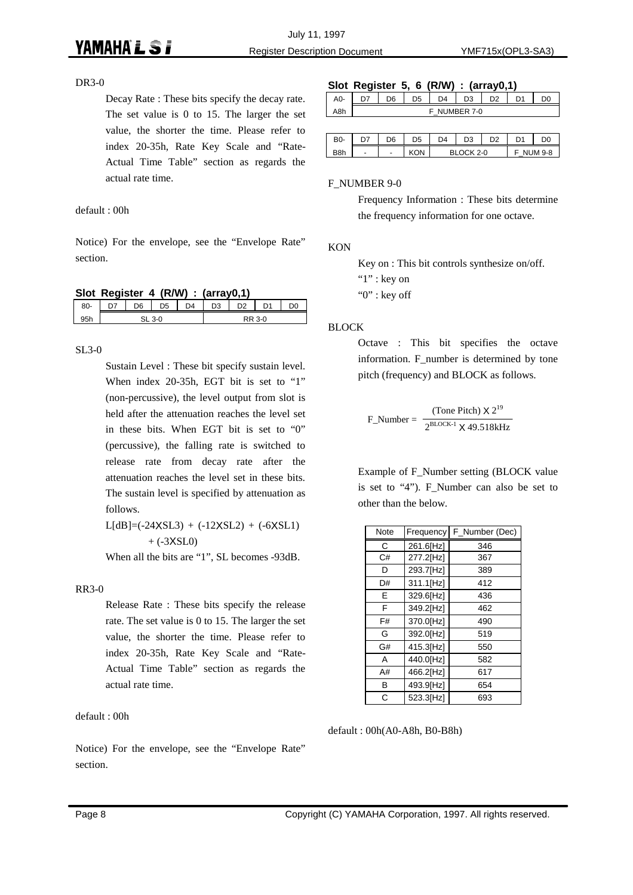DR3-0

Decay Rate : These bits specify the decay rate. The set value is 0 to 15. The larger the set value, the shorter the time. Please refer to index 20-35h, Rate Key Scale and "Rate-Actual Time Table" section as regards the actual rate time.

default : 00h

Notice) For the envelope, see the "Envelope Rate" section.

### Slot Register 4 (R/W) : (array0,1)

| 80- | D7 | D6 | D5 | D4 | D3 | D2 | D1 | D0 |
|---|---|---|---|---|---|---|---|---|
| 95h | SL 3-0 | | | | RR 3-0 | | | |

SL3-0

Sustain Level : These bit specify sustain level. When index 20-35h, EGT bit is set to "1" (non-percussive), the level output from slot is held after the attenuation reaches the level set in these bits. When EGT bit is set to "0" (percussive), the falling rate is switched to release rate from decay rate after the attenuation reaches the level set in these bits. The sustain level is specified by attenuation as follows.

$L[dB]=(-24 \times SL3) + (-12 \times SL2) + (-6 \times SL1) + (-3 \times SL0)$

When all the bits are "1", SL becomes -93dB.

RR3-0

Release Rate : These bits specify the release rate. The set value is 0 to 15. The larger the set value, the shorter the time. Please refer to index 20-35h, Rate Key Scale and "Rate-Actual Time Table" section as regards the actual rate time.

default : 00h

Notice) For the envelope, see the "Envelope Rate" section.

### Slot Register 5, 6 (R/W) : (array0,1)

| A0- | D7 | D6 | D5 | D4 | D3 | D2 | D1 | D0 |
|---|---|---|---|---|---|---|---|---|
| A8h | F_NUMBER 7-0 | | | | | | | |

| B0- | D7 | D6 | D5 | D4 | D3 | D2 | D1 | D0 |
|---|---|---|---|---|---|---|---|---|
| B8h | - | - | KON | BLOCK 2-0 | | | F_NUM 9-8 | |

F_NUMBER 9-0

Frequency Information : These bits determine the frequency information for one octave.

KON

Key on : This bit controls synthesize on/off.
"1" : key on
"0" : key off

BLOCK

Octave : This bit specifies the octave information. F_number is determined by tone pitch (frequency) and BLOCK as follows.

$$\text{F\_Number} = \frac{(\text{Tone Pitch}) \times 2^{19}}{2^{\text{BLOCK-1}} \times 49.518\text{kHz}}$$

Example of F_Number setting (BLOCK value is set to "4"). F_Number can also be set to other than the below.

| Note | Frequency | F_Number (Dec) |
|---|---|---|
| C | 261.6[Hz] | 346 |
| C# | 277.2[Hz] | 367 |
| D | 293.7[Hz] | 389 |
| D# | 311.1[Hz] | 412 |
| E | 329.6[Hz] | 436 |
| F | 349.2[Hz] | 462 |
| F# | 370.0[Hz] | 490 |
| G | 392.0[Hz] | 519 |
| G# | 415.3[Hz] | 550 |
| A | 440.0[Hz] | 582 |
| A# | 466.2[Hz] | 617 |
| B | 493.9[Hz] | 654 |
| C | 523.3[Hz] | 693 |

default : 00h(A0-A8h, B0-B8h)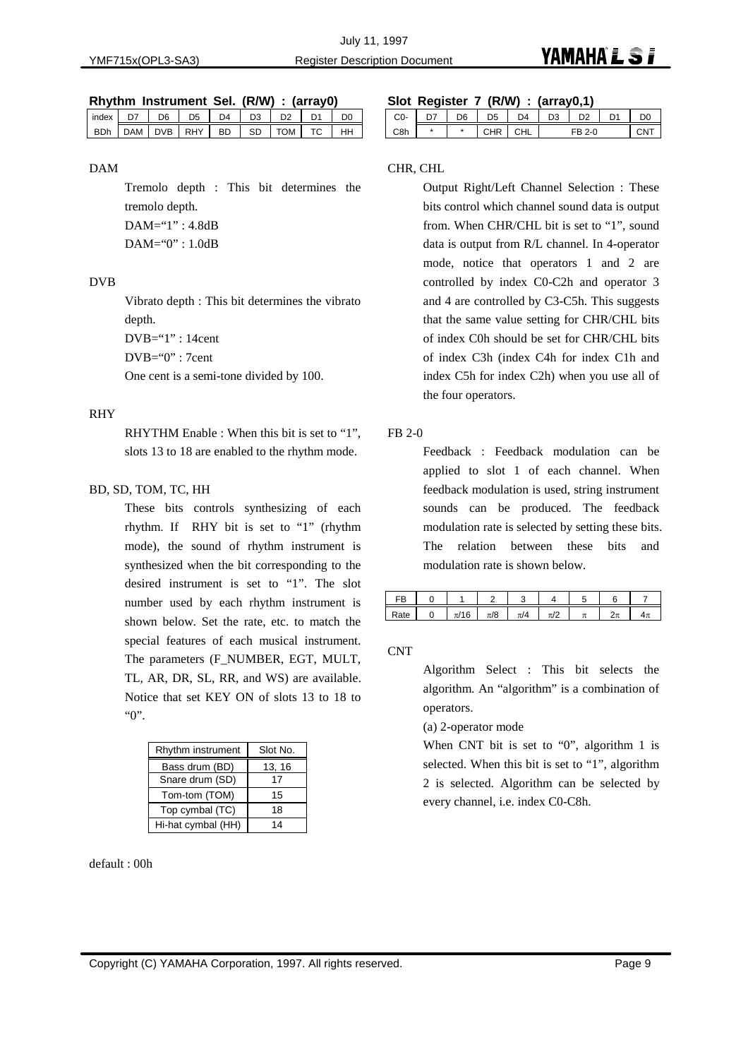## Rhythm Instrument Sel. (R/W) : (array0)

| index | D7 | D6 | D5 | D4 | D3 | D2 | D1 | D0 |
|---|---|---|---|---|---|---|---|---|
| BDh | DAM | DVB | RHY | BD | SD | TOM | TC | HH |

DAM

Tremolo depth : This bit determines the tremolo depth.

DAM="1" : 4.8dB

DAM="0" : 1.0dB

DVB

Vibrato depth : This bit determines the vibrato depth.

DVB="1" : 14cent

DVB="0" : 7cent

One cent is a semi-tone divided by 100.

RHY

RHYTHM Enable : When this bit is set to "1", slots 13 to 18 are enabled to the rhythm mode.

BD, SD, TOM, TC, HH

These bits controls synthesizing of each rhythm. If RHY bit is set to "1" (rhythm mode), the sound of rhythm instrument is synthesized when the bit corresponding to the desired instrument is set to "1". The slot number used by each rhythm instrument is shown below. Set the rate, etc. to match the special features of each musical instrument. The parameters (F_NUMBER, EGT, MULT, TL, AR, DR, SL, RR, and WS) are available. Notice that set KEY ON of slots 13 to 18 to "0".

| Rhythm instrument | Slot No. |
|---|---|
| Bass drum (BD) | 13, 16 |
| Snare drum (SD) | 17 |
| Tom-tom (TOM) | 15 |
| Top cymbal (TC) | 18 |
| Hi-hat cymbal (HH) | 14 |

default : 00h

## Slot Register 7 (R/W) : (array0,1)

| C0- | D7 | D6 | D5 | D4 | D3 | D2 | D1 | D0 |
|---|---|---|---|---|---|---|---|---|
| C8h | * | * | CHR | CHL | FB 2-0 | | | CNT |

CHR, CHL

Output Right/Left Channel Selection : These bits control which channel sound data is output from. When CHR/CHL bit is set to "1", sound data is output from R/L channel. In 4-operator mode, notice that operators 1 and 2 are controlled by index C0-C2h and operator 3 and 4 are controlled by C3-C5h. This suggests that the same value setting for CHR/CHL bits of index C0h should be set for CHR/CHL bits of index C3h (index C4h for index C1h and index C5h for index C2h) when you use all of the four operators.

FB 2-0

Feedback : Feedback modulation can be applied to slot 1 of each channel. When feedback modulation is used, string instrument sounds can be produced. The feedback modulation rate is selected by setting these bits. The relation between these bits and modulation rate is shown below.

| FB | 0 | 1 | 2 | 3 | 4 | 5 | 6 | 7 |
|---|---|---|---|---|---|---|---|---|
| Rate | 0 | $\pi/16$ | $\pi/8$ | $\pi/4$ | $\pi/2$ | $\pi$ | $2\pi$ | $4\pi$ |

CNT

Algorithm Select : This bit selects the algorithm. An "algorithm" is a combination of operators.

(a) 2-operator mode

When CNT bit is set to "0", algorithm 1 is selected. When this bit is set to "1", algorithm 2 is selected. Algorithm can be selected by every channel, i.e. index C0-C8h.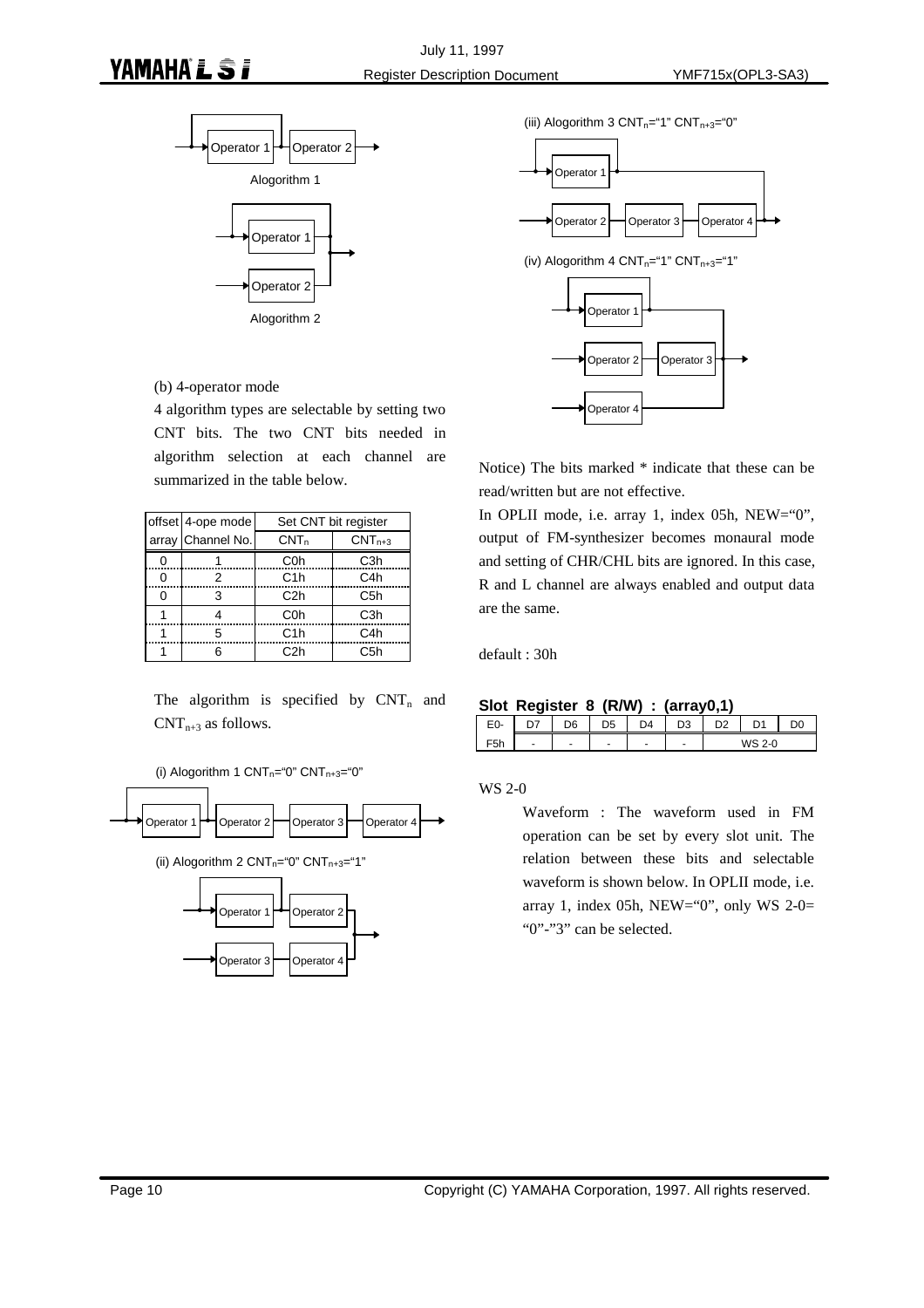Alogorithm 1

Alogorithm 2

(b) 4-operator mode

4 algorithm types are selectable by setting two CNT bits. The two CNT bits needed in algorithm selection at each channel are summarized in the table below.

| offset array | 4-ope mode Channel No. | Set CNT bit register $CNT_n$ | $CNT_{n+3}$ |
|---|---|---|---|
| 0 | 1 | C0h | C3h |
| 0 | 2 | C1h | C4h |
| 0 | 3 | C2h | C5h |
| 1 | 4 | C0h | C3h |
| 1 | 5 | C1h | C4h |
| 1 | 6 | C2h | C5h |

The algorithm is specified by $CNT_n$ and $CNT_{n+3}$ as follows.

(i) Alogorithm 1 $CNT_n$="0" $CNT_{n+3}$="0"

(ii) Alogorithm 2 $CNT_n$="0" $CNT_{n+3}$="1"

(iii) Alogorithm 3 $CNT_n$="1" $CNT_{n+3}$="0"

(iv) Alogorithm 4 $CNT_n$="1" $CNT_{n+3}$="1"

Notice) The bits marked * indicate that these can be read/written but are not effective.

In OPLII mode, i.e. array 1, index 05h, NEW="0", output of FM-synthesizer becomes monaural mode and setting of CHR/CHL bits are ignored. In this case, R and L channel are always enabled and output data are the same.

default : 30h

**Slot Register 8 (R/W) : (array0,1)**

| E0- | D7 | D6 | D5 | D4 | D3 | D2 | D1 | D0 |
|---|---|---|---|---|---|---|---|---|
| F5h | - | - | - | - | - | WS 2-0 | | |

WS 2-0

> Waveform : The waveform used in FM operation can be set by every slot unit. The relation between these bits and selectable waveform is shown below. In OPLII mode, i.e. array 1, index 05h, NEW="0", only WS 2-0= "0"-"3" can be selected.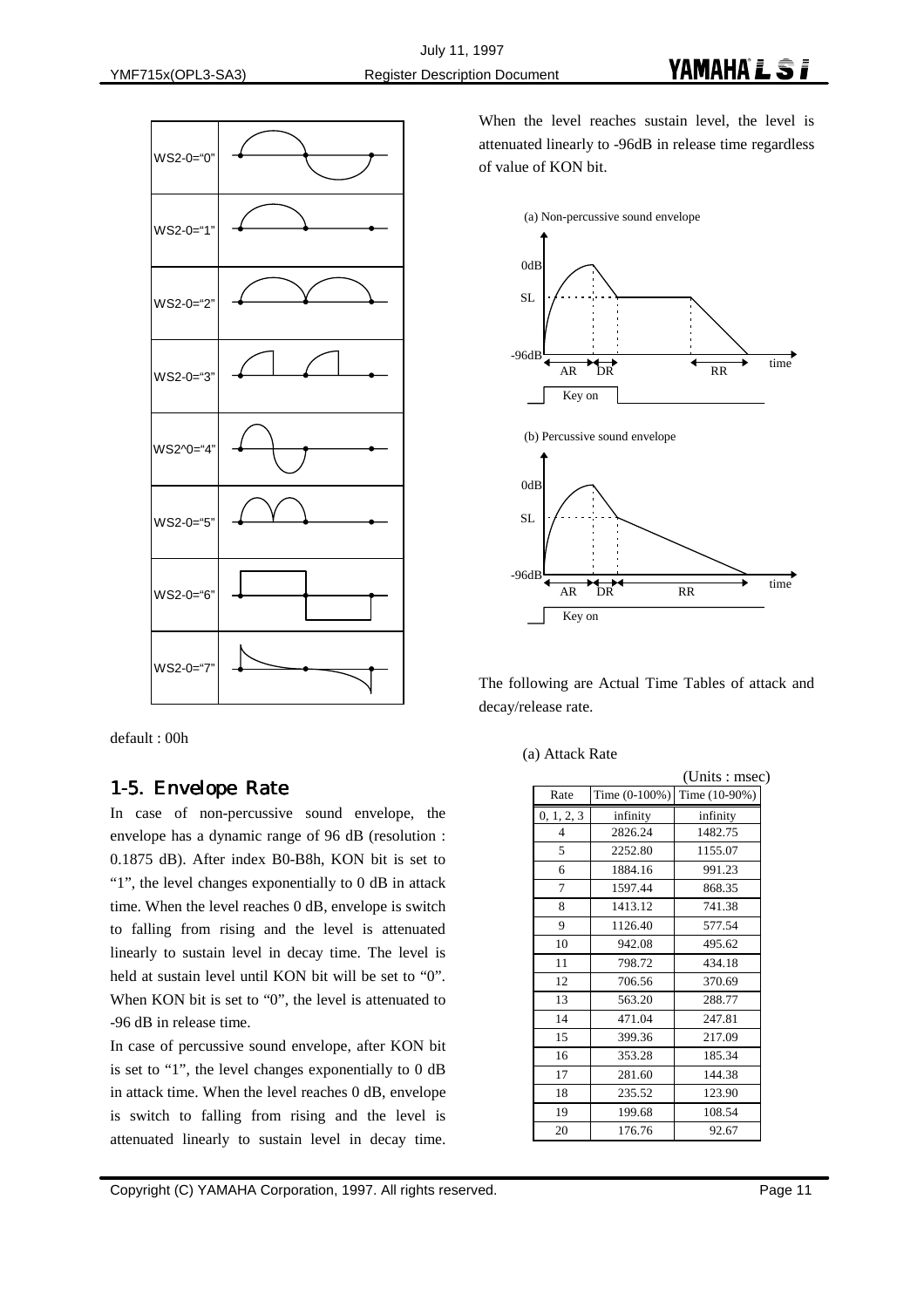| | |
|---|---|
| WS2-0="0" | |
| WS2-0="1" | |
| WS2-0="2" | |
| WS2-0="3" | |
| WS2^0="4" | |
| WS2-0="5" | |
| WS2-0="6" | |
| WS2-0="7" | |

default : 00h

## 1-5. Envelope Rate

In case of non-percussive sound envelope, the envelope has a dynamic range of 96 dB (resolution : 0.1875 dB). After index B0-B8h, KON bit is set to "1", the level changes exponentially to 0 dB in attack time. When the level reaches 0 dB, envelope is switch to falling from rising and the level is attenuated linearly to sustain level in decay time. The level is held at sustain level until KON bit will be set to "0". When KON bit is set to "0", the level is attenuated to -96 dB in release time.

In case of percussive sound envelope, after KON bit is set to "1", the level changes exponentially to 0 dB in attack time. When the level reaches 0 dB, envelope is switch to falling from rising and the level is attenuated linearly to sustain level in decay time. When the level reaches sustain level, the level is attenuated linearly to -96dB in release time regardless of value of KON bit.

(a) Non-percussive sound envelope

(b) Percussive sound envelope

The following are Actual Time Tables of attack and decay/release rate.

(a) Attack Rate

(Units : msec)

| Rate | Time (0-100%) | Time (10-90%) |
|---|---|---|
| 0, 1, 2, 3 | infinity | infinity |
| 4 | 2826.24 | 1482.75 |
| 5 | 2252.80 | 1155.07 |
| 6 | 1884.16 | 991.23 |
| 7 | 1597.44 | 868.35 |
| 8 | 1413.12 | 741.38 |
| 9 | 1126.40 | 577.54 |
| 10 | 942.08 | 495.62 |
| 11 | 798.72 | 434.18 |
| 12 | 706.56 | 370.69 |
| 13 | 563.20 | 288.77 |
| 14 | 471.04 | 247.81 |
| 15 | 399.36 | 217.09 |
| 16 | 353.28 | 185.34 |
| 17 | 281.60 | 144.38 |
| 18 | 235.52 | 123.90 |
| 19 | 199.68 | 108.54 |
| 20 | 176.76 | 92.67 |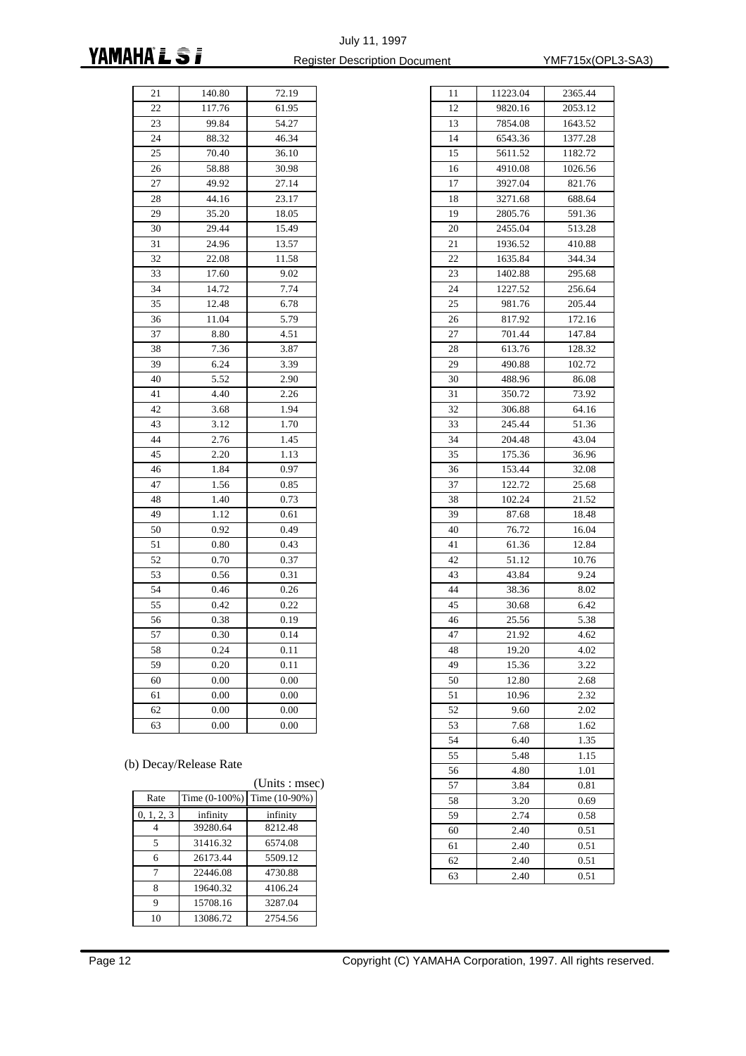| 21 | 140.80 | 72.19 |
|---|---|---|
| 22 | 117.76 | 61.95 |
| 23 | 99.84 | 54.27 |
| 24 | 88.32 | 46.34 |
| 25 | 70.40 | 36.10 |
| 26 | 58.88 | 30.98 |
| 27 | 49.92 | 27.14 |
| 28 | 44.16 | 23.17 |
| 29 | 35.20 | 18.05 |
| 30 | 29.44 | 15.49 |
| 31 | 24.96 | 13.57 |
| 32 | 22.08 | 11.58 |
| 33 | 17.60 | 9.02 |
| 34 | 14.72 | 7.74 |
| 35 | 12.48 | 6.78 |
| 36 | 11.04 | 5.79 |
| 37 | 8.80 | 4.51 |
| 38 | 7.36 | 3.87 |
| 39 | 6.24 | 3.39 |
| 40 | 5.52 | 2.90 |
| 41 | 4.40 | 2.26 |
| 42 | 3.68 | 1.94 |
| 43 | 3.12 | 1.70 |
| 44 | 2.76 | 1.45 |
| 45 | 2.20 | 1.13 |
| 46 | 1.84 | 0.97 |
| 47 | 1.56 | 0.85 |
| 48 | 1.40 | 0.73 |
| 49 | 1.12 | 0.61 |
| 50 | 0.92 | 0.49 |
| 51 | 0.80 | 0.43 |
| 52 | 0.70 | 0.37 |
| 53 | 0.56 | 0.31 |
| 54 | 0.46 | 0.26 |
| 55 | 0.42 | 0.22 |
| 56 | 0.38 | 0.19 |
| 57 | 0.30 | 0.14 |
| 58 | 0.24 | 0.11 |
| 59 | 0.20 | 0.11 |
| 60 | 0.00 | 0.00 |
| 61 | 0.00 | 0.00 |
| 62 | 0.00 | 0.00 |
| 63 | 0.00 | 0.00 |

(b) Decay/Release Rate

(Units : msec)

| Rate | Time (0-100%) | Time (10-90%) |
|---|---|---|
| 0, 1, 2, 3 | infinity | infinity |
| 4 | 39280.64 | 8212.48 |
| 5 | 31416.32 | 6574.08 |
| 6 | 26173.44 | 5509.12 |
| 7 | 22446.08 | 4730.88 |
| 8 | 19640.32 | 4106.24 |
| 9 | 15708.16 | 3287.04 |
| 10 | 13086.72 | 2754.56 |
| 11 | 11223.04 | 2365.44 |
| 12 | 9820.16 | 2053.12 |
| 13 | 7854.08 | 1643.52 |
| 14 | 6543.36 | 1377.28 |
| 15 | 5611.52 | 1182.72 |
| 16 | 4910.08 | 1026.56 |
| 17 | 3927.04 | 821.76 |
| 18 | 3271.68 | 688.64 |
| 19 | 2805.76 | 591.36 |
| 20 | 2455.04 | 513.28 |
| 21 | 1936.52 | 410.88 |
| 22 | 1635.84 | 344.34 |
| 23 | 1402.88 | 295.68 |
| 24 | 1227.52 | 256.64 |
| 25 | 981.76 | 205.44 |
| 26 | 817.92 | 172.16 |
| 27 | 701.44 | 147.84 |
| 28 | 613.76 | 128.32 |
| 29 | 490.88 | 102.72 |
| 30 | 488.96 | 86.08 |
| 31 | 350.72 | 73.92 |
| 32 | 306.88 | 64.16 |
| 33 | 245.44 | 51.36 |
| 34 | 204.48 | 43.04 |
| 35 | 175.36 | 36.96 |
| 36 | 153.44 | 32.08 |
| 37 | 122.72 | 25.68 |
| 38 | 102.24 | 21.52 |
| 39 | 87.68 | 18.48 |
| 40 | 76.72 | 16.04 |
| 41 | 61.36 | 12.84 |
| 42 | 51.12 | 10.76 |
| 43 | 43.84 | 9.24 |
| 44 | 38.36 | 8.02 |
| 45 | 30.68 | 6.42 |
| 46 | 25.56 | 5.38 |
| 47 | 21.92 | 4.62 |
| 48 | 19.20 | 4.02 |
| 49 | 15.36 | 3.22 |
| 50 | 12.80 | 2.68 |
| 51 | 10.96 | 2.32 |
| 52 | 9.60 | 2.02 |
| 53 | 7.68 | 1.62 |
| 54 | 6.40 | 1.35 |
| 55 | 5.48 | 1.15 |
| 56 | 4.80 | 1.01 |
| 57 | 3.84 | 0.81 |
| 58 | 3.20 | 0.69 |
| 59 | 2.74 | 0.58 |
| 60 | 2.40 | 0.51 |
| 61 | 2.40 | 0.51 |
| 62 | 2.40 | 0.51 |
| 63 | 2.40 | 0.51 |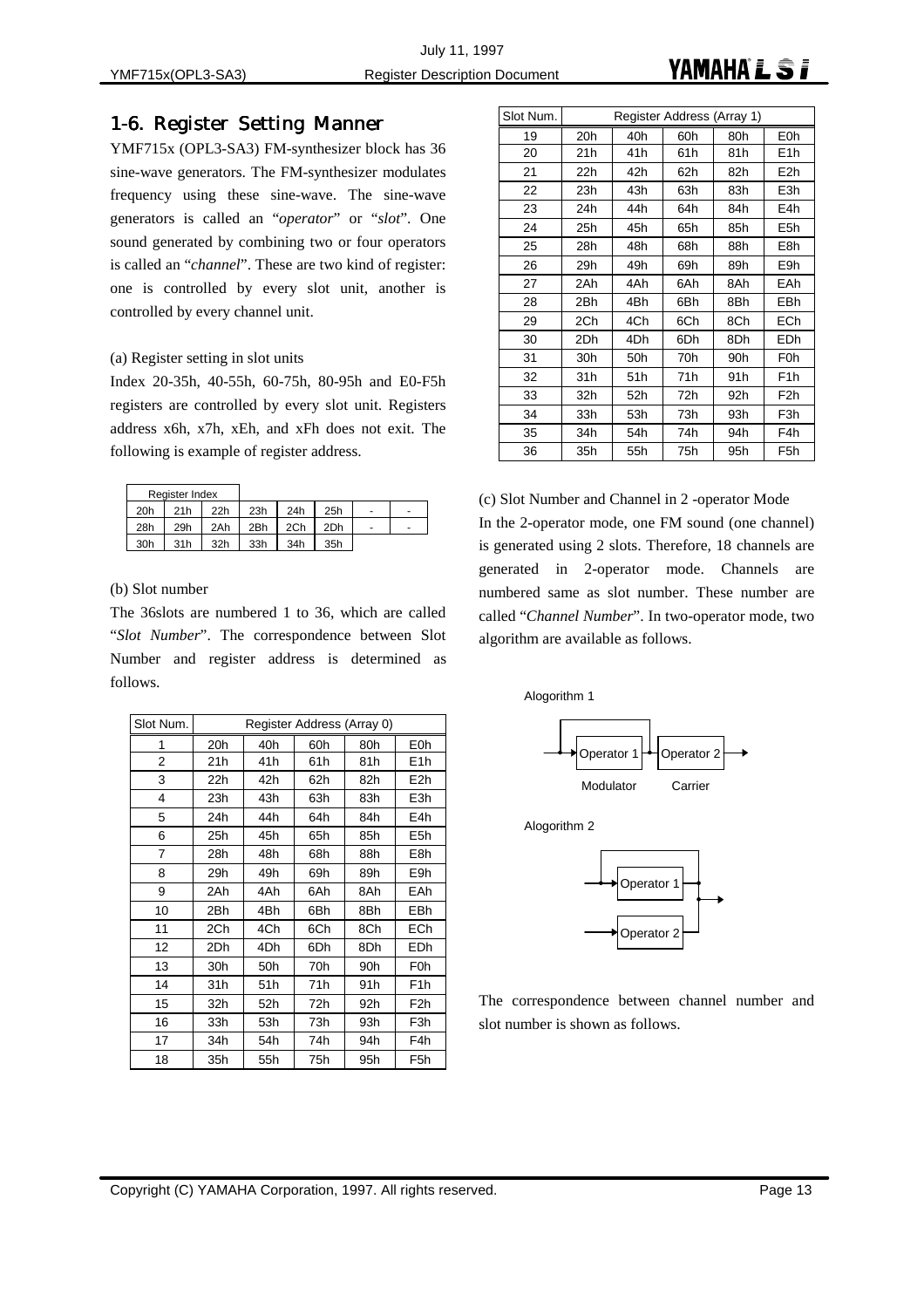## 1-6. Register Setting Manner

YMF715x (OPL3-SA3) FM-synthesizer block has 36 sine-wave generators. The FM-synthesizer modulates frequency using these sine-wave. The sine-wave generators is called an "*operator*" or "*slot*". One sound generated by combining two or four operators is called an "*channel*". These are two kind of register: one is controlled by every slot unit, another is controlled by every channel unit.

(a) Register setting in slot units

Index 20-35h, 40-55h, 60-75h, 80-95h and E0-F5h registers are controlled by every slot unit. Registers address x6h, x7h, xEh, and xFh does not exit. The following is example of register address.

| Register Index | | | | | | | |
|---|---|---|---|---|---|---|---|
| 20h | 21h | 22h | 23h | 24h | 25h | - | - |
| 28h | 29h | 2Ah | 2Bh | 2Ch | 2Dh | - | - |
| 30h | 31h | 32h | 33h | 34h | 35h | | |

(b) Slot number

The 36slots are numbered 1 to 36, which are called "*Slot Number*". The correspondence between Slot Number and register address is determined as follows.

| Slot Num. | Register Address (Array 0) | | | | |
|---|---|---|---|---|---|
| 1 | 20h | 40h | 60h | 80h | E0h |
| 2 | 21h | 41h | 61h | 81h | E1h |
| 3 | 22h | 42h | 62h | 82h | E2h |
| 4 | 23h | 43h | 63h | 83h | E3h |
| 5 | 24h | 44h | 64h | 84h | E4h |
| 6 | 25h | 45h | 65h | 85h | E5h |
| 7 | 28h | 48h | 68h | 88h | E8h |
| 8 | 29h | 49h | 69h | 89h | E9h |
| 9 | 2Ah | 4Ah | 6Ah | 8Ah | EAh |
| 10 | 2Bh | 4Bh | 6Bh | 8Bh | EBh |
| 11 | 2Ch | 4Ch | 6Ch | 8Ch | ECh |
| 12 | 2Dh | 4Dh | 6Dh | 8Dh | EDh |
| 13 | 30h | 50h | 70h | 90h | F0h |
| 14 | 31h | 51h | 71h | 91h | F1h |
| 15 | 32h | 52h | 72h | 92h | F2h |
| 16 | 33h | 53h | 73h | 93h | F3h |
| 17 | 34h | 54h | 74h | 94h | F4h |
| 18 | 35h | 55h | 75h | 95h | F5h |

| Slot Num. | Register Address (Array 1) | | | | |
|---|---|---|---|---|---|
| 19 | 20h | 40h | 60h | 80h | E0h |
| 20 | 21h | 41h | 61h | 81h | E1h |
| 21 | 22h | 42h | 62h | 82h | E2h |
| 22 | 23h | 43h | 63h | 83h | E3h |
| 23 | 24h | 44h | 64h | 84h | E4h |
| 24 | 25h | 45h | 65h | 85h | E5h |
| 25 | 28h | 48h | 68h | 88h | E8h |
| 26 | 29h | 49h | 69h | 89h | E9h |
| 27 | 2Ah | 4Ah | 6Ah | 8Ah | EAh |
| 28 | 2Bh | 4Bh | 6Bh | 8Bh | EBh |
| 29 | 2Ch | 4Ch | 6Ch | 8Ch | ECh |
| 30 | 2Dh | 4Dh | 6Dh | 8Dh | EDh |
| 31 | 30h | 50h | 70h | 90h | F0h |
| 32 | 31h | 51h | 71h | 91h | F1h |
| 33 | 32h | 52h | 72h | 92h | F2h |
| 34 | 33h | 53h | 73h | 93h | F3h |
| 35 | 34h | 54h | 74h | 94h | F4h |
| 36 | 35h | 55h | 75h | 95h | F5h |

(c) Slot Number and Channel in 2 -operator Mode

In the 2-operator mode, one FM sound (one channel) is generated using 2 slots. Therefore, 18 channels are generated in 2-operator mode. Channels are numbered same as slot number. These number are called "*Channel Number*". In two-operator mode, two algorithm are available as follows.

Alogorithm 1

Operator 1 → Operator 2

Modulator    Carrier

Alogorithm 2

Operator 1

Operator 2

The correspondence between channel number and slot number is shown as follows.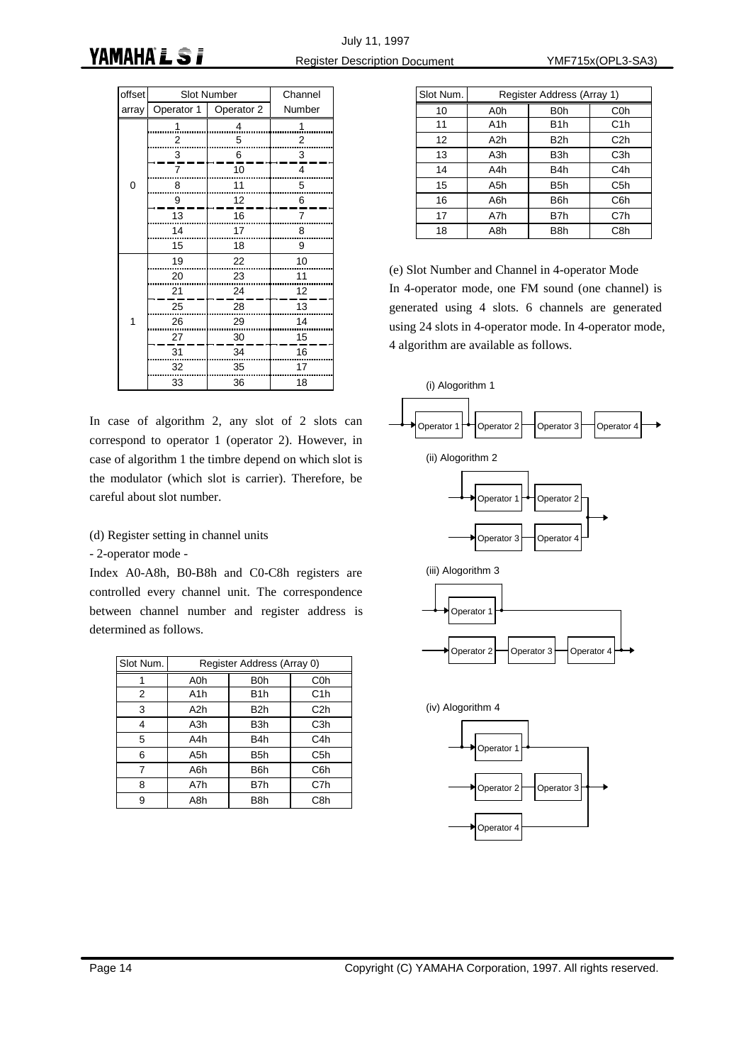| offset array | Slot Number Operator 1 | Operator 2 | Channel Number |
|---|---|---|---|
| 0 | 1 | 4 | 1 |
| | 2 | 5 | 2 |
| | 3 | 6 | 3 |
| | 7 | 10 | 4 |
| | 8 | 11 | 5 |
| | 9 | 12 | 6 |
| | 13 | 16 | 7 |
| | 14 | 17 | 8 |
| | 15 | 18 | 9 |
| 1 | 19 | 22 | 10 |
| | 20 | 23 | 11 |
| | 21 | 24 | 12 |
| | 25 | 28 | 13 |
| | 26 | 29 | 14 |
| | 27 | 30 | 15 |
| | 31 | 34 | 16 |
| | 32 | 35 | 17 |
| | 33 | 36 | 18 |

In case of algorithm 2, any slot of 2 slots can correspond to operator 1 (operator 2). However, in case of algorithm 1 the timbre depend on which slot is the modulator (which slot is carrier). Therefore, be careful about slot number.

(d) Register setting in channel units

- 2-operator mode -

Index A0-A8h, B0-B8h and C0-C8h registers are controlled every channel unit. The correspondence between channel number and register address is determined as follows.

| Slot Num. | Register Address (Array 0) | | |
|---|---|---|---|
| 1 | A0h | B0h | C0h |
| 2 | A1h | B1h | C1h |
| 3 | A2h | B2h | C2h |
| 4 | A3h | B3h | C3h |
| 5 | A4h | B4h | C4h |
| 6 | A5h | B5h | C5h |
| 7 | A6h | B6h | C6h |
| 8 | A7h | B7h | C7h |
| 9 | A8h | B8h | C8h |

| Slot Num. | Register Address (Array 1) | | |
|---|---|---|---|
| 10 | A0h | B0h | C0h |
| 11 | A1h | B1h | C1h |
| 12 | A2h | B2h | C2h |
| 13 | A3h | B3h | C3h |
| 14 | A4h | B4h | C4h |
| 15 | A5h | B5h | C5h |
| 16 | A6h | B6h | C6h |
| 17 | A7h | B7h | C7h |
| 18 | A8h | B8h | C8h |

(e) Slot Number and Channel in 4-operator Mode

In 4-operator mode, one FM sound (one channel) is generated using 4 slots. 6 channels are generated using 24 slots in 4-operator mode. In 4-operator mode, 4 algorithm are available as follows.

(i) Alogorithm 1

Operator 1 → Operator 2 → Operator 3 → Operator 4 →

(ii) Alogorithm 2

Operator 1 → Operator 2

Operator 3 → Operator 4

(iii) Alogorithm 3

Operator 1

Operator 2 → Operator 3 → Operator 4

(iv) Alogorithm 4

Operator 1

Operator 2 → Operator 3

Operator 4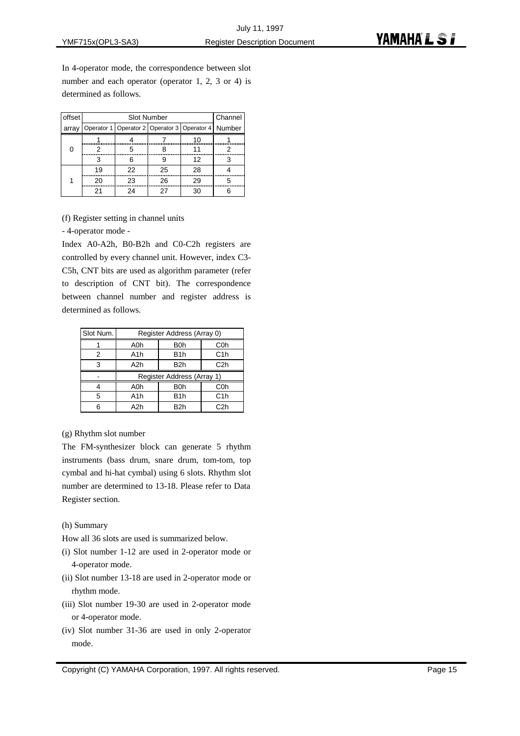In 4-operator mode, the correspondence between slot number and each operator (operator 1, 2, 3 or 4) is determined as follows.

| offset array | Slot Number | | | | Channel Number |
|---|---|---|---|---|---|
| | Operator 1 | Operator 2 | Operator 3 | Operator 4 | |
| 0 | 1 | 4 | 7 | 10 | 1 |
| | 2 | 5 | 8 | 11 | 2 |
| | 3 | 6 | 9 | 12 | 3 |
| 1 | 19 | 22 | 25 | 28 | 4 |
| | 20 | 23 | 26 | 29 | 5 |
| | 21 | 24 | 27 | 30 | 6 |

(f) Register setting in channel units

- 4-operator mode -

Index A0-A2h, B0-B2h and C0-C2h registers are controlled by every channel unit. However, index C3-C5h, CNT bits are used as algorithm parameter (refer to description of CNT bit). The correspondence between channel number and register address is determined as follows.

| Slot Num. | Register Address (Array 0) | | |
|---|---|---|---|
| 1 | A0h | B0h | C0h |
| 2 | A1h | B1h | C1h |
| 3 | A2h | B2h | C2h |
| - | Register Address (Array 1) | | |
| 4 | A0h | B0h | C0h |
| 5 | A1h | B1h | C1h |
| 6 | A2h | B2h | C2h |

(g) Rhythm slot number

The FM-synthesizer block can generate 5 rhythm instruments (bass drum, snare drum, tom-tom, top cymbal and hi-hat cymbal) using 6 slots. Rhythm slot number are determined to 13-18. Please refer to Data Register section.

(h) Summary

How all 36 slots are used is summarized below.

(i) Slot number 1-12 are used in 2-operator mode or 4-operator mode.

(ii) Slot number 13-18 are used in 2-operator mode or rhythm mode.

(iii) Slot number 19-30 are used in 2-operator mode or 4-operator mode.

(iv) Slot number 31-36 are used in only 2-operator mode.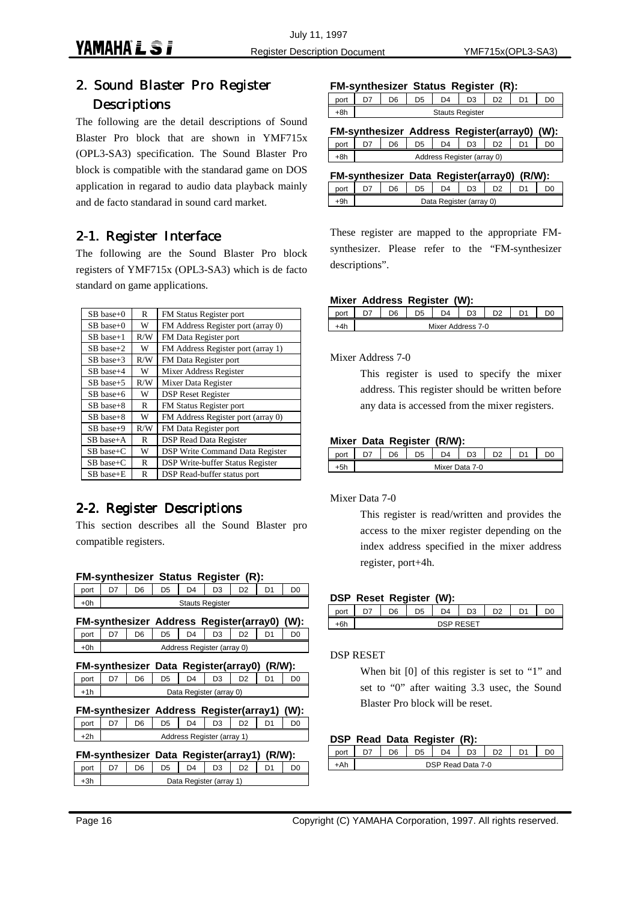## 2. Sound Blaster Pro Register Descriptions

The following are the detail descriptions of Sound Blaster Pro block that are shown in YMF715x (OPL3-SA3) specification. The Sound Blaster Pro block is compatible with the standarad game on DOS application in regarad to audio data playback mainly and de facto standarad in sound card market.

### 2-1. Register Interface

The following are the Sound Blaster Pro block registers of YMF715x (OPL3-SA3) which is de facto standard on game applications.

| | | |
|---|---|---|
| SB base+0 | R | FM Status Register port |
| SB base+0 | W | FM Address Register port (array 0) |
| SB base+1 | R/W | FM Data Register port |
| SB base+2 | W | FM Address Register port (array 1) |
| SB base+3 | R/W | FM Data Register port |
| SB base+4 | W | Mixer Address Register |
| SB base+5 | R/W | Mixer Data Register |
| SB base+6 | W | DSP Reset Register |
| SB base+8 | R | FM Status Register port |
| SB base+8 | W | FM Address Register port (array 0) |
| SB base+9 | R/W | FM Data Register port |
| SB base+A | R | DSP Read Data Register |
| SB base+C | W | DSP Write Command Data Register |
| SB base+C | R | DSP Write-buffer Status Register |
| SB base+E | R | DSP Read-buffer status port |

### 2-2. Register Descriptions

This section describes all the Sound Blaster pro compatible registers.

**FM-synthesizer Status Register (R):**

| port | D7 | D6 | D5 | D4 | D3 | D2 | D1 | D0 |
|---|---|---|---|---|---|---|---|---|
| +0h | Stauts Register | | | | | | | |

**FM-synthesizer Address Register(array0) (W):**

| port | D7 | D6 | D5 | D4 | D3 | D2 | D1 | D0 |
|---|---|---|---|---|---|---|---|---|
| +0h | Address Register (array 0) | | | | | | | |

**FM-synthesizer Data Register(array0) (R/W):**

| port | D7 | D6 | D5 | D4 | D3 | D2 | D1 | D0 |
|---|---|---|---|---|---|---|---|---|
| +1h | Data Register (array 0) | | | | | | | |

**FM-synthesizer Address Register(array1) (W):**

| port | D7 | D6 | D5 | D4 | D3 | D2 | D1 | D0 |
|---|---|---|---|---|---|---|---|---|
| +2h | Address Register (array 1) | | | | | | | |

**FM-synthesizer Data Register(array1) (R/W):**

| port | D7 | D6 | D5 | D4 | D3 | D2 | D1 | D0 |
|---|---|---|---|---|---|---|---|---|
| +3h | Data Register (array 1) | | | | | | | |

**FM-synthesizer Status Register (R):**

| port | D7 | D6 | D5 | D4 | D3 | D2 | D1 | D0 |
|---|---|---|---|---|---|---|---|---|
| +8h | Stauts Register | | | | | | | |

**FM-synthesizer Address Register(array0) (W):**

| port | D7 | D6 | D5 | D4 | D3 | D2 | D1 | D0 |
|---|---|---|---|---|---|---|---|---|
| +8h | Address Register (array 0) | | | | | | | |

**FM-synthesizer Data Register(array0) (R/W):**

| port | D7 | D6 | D5 | D4 | D3 | D2 | D1 | D0 |
|---|---|---|---|---|---|---|---|---|
| +9h | Data Register (array 0) | | | | | | | |

These register are mapped to the appropriate FM-synthesizer. Please refer to the "FM-synthesizer descriptions".

**Mixer Address Register (W):**

| port | D7 | D6 | D5 | D4 | D3 | D2 | D1 | D0 |
|---|---|---|---|---|---|---|---|---|
| +4h | Mixer Address 7-0 | | | | | | | |

Mixer Address 7-0

This register is used to specify the mixer address. This register should be written before any data is accessed from the mixer registers.

**Mixer Data Register (R/W):**

| port | D7 | D6 | D5 | D4 | D3 | D2 | D1 | D0 |
|---|---|---|---|---|---|---|---|---|
| +5h | Mixer Data 7-0 | | | | | | | |

Mixer Data 7-0

This register is read/written and provides the access to the mixer register depending on the index address specified in the mixer address register, port+4h.

**DSP Reset Register (W):**

| port | D7 | D6 | D5 | D4 | D3 | D2 | D1 | D0 |
|---|---|---|---|---|---|---|---|---|
| +6h | DSP RESET | | | | | | | |

DSP RESET

When bit [0] of this register is set to "1" and set to "0" after waiting 3.3 usec, the Sound Blaster Pro block will be reset.

**DSP Read Data Register (R):**

| port | D7 | D6 | D5 | D4 | D3 | D2 | D1 | D0 |
|---|---|---|---|---|---|---|---|---|
| +Ah | DSP Read Data 7-0 | | | | | | | |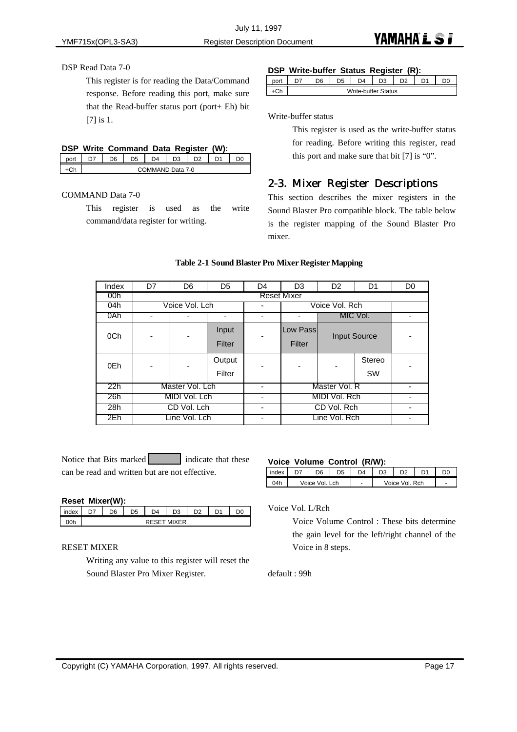DSP Read Data 7-0

This register is for reading the Data/Command response. Before reading this port, make sure that the Read-buffer status port (port+ Eh) bit [7] is 1.

**DSP Write Command Data Register (W):**

| port | D7 | D6 | D5 | D4 | D3 | D2 | D1 | D0 |
|---|---|---|---|---|---|---|---|---|
| +Ch | COMMAND Data 7-0 | | | | | | | |

COMMAND Data 7-0

This register is used as the write command/data register for writing.

**DSP Write-buffer Status Register (R):**

| port | D7 | D6 | D5 | D4 | D3 | D2 | D1 | D0 |
|---|---|---|---|---|---|---|---|---|
| +Ch | Write-buffer Status | | | | | | | |

Write-buffer status

This register is used as the write-buffer status for reading. Before writing this register, read this port and make sure that bit [7] is "0".

## 2-3. Mixer Register Descriptions

This section describes the mixer registers in the Sound Blaster Pro compatible block. The table below is the register mapping of the Sound Blaster Pro mixer.

**Table 2-1 Sound Blaster Pro Mixer Register Mapping**

| Index | D7 | D6 | D5 | D4 | D3 | D2 | D1 | D0 |
|---|---|---|---|---|---|---|---|---|
| 00h | Reset Mixer | | | | | | | |
| 04h | Voice Vol. Lch | | | - | Voice Vol. Rch | | | |
| 0Ah | - | - | - | - | - | MIC Vol. | | - |
| 0Ch | - | - | Input Filter | - | Low Pass Filter | Input Source | | - |
| 0Eh | - | - | Output Filter | - | - | - | Stereo SW | - |
| 22h | Master Vol. Lch | | | - | Master Vol. R | | | - |
| 26h | MIDI Vol. Lch | | | - | MIDI Vol. Rch | | | - |
| 28h | CD Vol. Lch | | | - | CD Vol. Rch | | | - |
| 2Eh | Line Vol. Lch | | | - | Line Vol. Rch | | | - |

Notice that Bits marked [shaded] indicate that these can be read and written but are not effective.

**Reset Mixer(W):**

| index | D7 | D6 | D5 | D4 | D3 | D2 | D1 | D0 |
|---|---|---|---|---|---|---|---|---|
| 00h | RESET MIXER | | | | | | | |

RESET MIXER

Writing any value to this register will reset the Sound Blaster Pro Mixer Register.

**Voice Volume Control (R/W):**

| index | D7 | D6 | D5 | D4 | D3 | D2 | D1 | D0 |
|---|---|---|---|---|---|---|---|---|
| 04h | Voice Vol. Lch | | | - | Voice Vol. Rch | | | - |

Voice Vol. L/Rch

Voice Volume Control : These bits determine the gain level for the left/right channel of the Voice in 8 steps.

default : 99h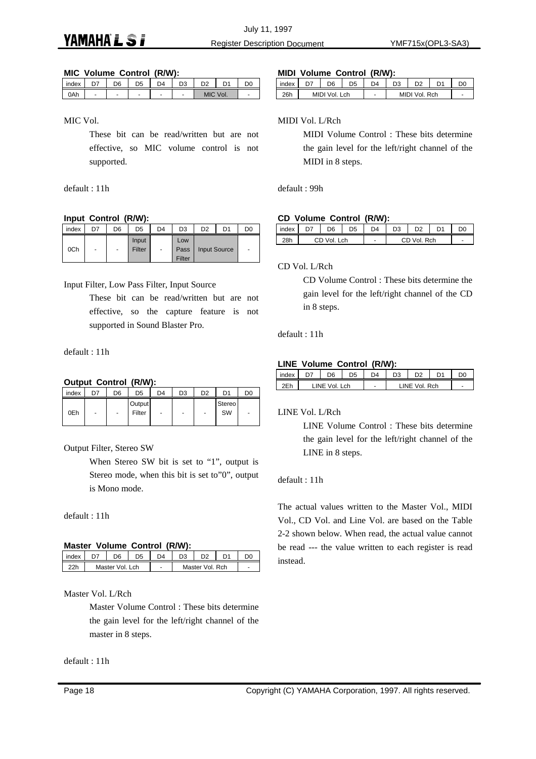**MIC Volume Control (R/W):**

| index | D7 | D6 | D5 | D4 | D3 | D2 | D1 | D0 |
|---|---|---|---|---|---|---|---|---|
| 0Ah | - | - | - | - | - | MIC Vol. | | - |

MIC Vol.

These bit can be read/written but are not effective, so MIC volume control is not supported.

default : 11h

**Input Control (R/W):**

| index | D7 | D6 | D5 | D4 | D3 | D2 | D1 | D0 |
|---|---|---|---|---|---|---|---|---|
| 0Ch | - | - | Input Filter | - | Low Pass Filter | Input Source | | - |

Input Filter, Low Pass Filter, Input Source

These bit can be read/written but are not effective, so the capture feature is not supported in Sound Blaster Pro.

default : 11h

**Output Control (R/W):**

| index | D7 | D6 | D5 | D4 | D3 | D2 | D1 | D0 |
|---|---|---|---|---|---|---|---|---|
| 0Eh | - | - | Output Filter | - | - | - | Stereo SW | - |

Output Filter, Stereo SW

When Stereo SW bit is set to "1", output is Stereo mode, when this bit is set to"0", output is Mono mode.

default : 11h

**Master Volume Control (R/W):**

| index | D7 | D6 | D5 | D4 | D3 | D2 | D1 | D0 |
|---|---|---|---|---|---|---|---|---|
| 22h | Master Vol. Lch | | | - | Master Vol. Rch | | | - |

Master Vol. L/Rch

Master Volume Control : These bits determine the gain level for the left/right channel of the master in 8 steps.

default : 11h

**MIDI Volume Control (R/W):**

| index | D7 | D6 | D5 | D4 | D3 | D2 | D1 | D0 |
|---|---|---|---|---|---|---|---|---|
| 26h | MIDI Vol. Lch | | | - | MIDI Vol. Rch | | | - |

MIDI Vol. L/Rch

MIDI Volume Control : These bits determine the gain level for the left/right channel of the MIDI in 8 steps.

default : 99h

**CD Volume Control (R/W):**

| index | D7 | D6 | D5 | D4 | D3 | D2 | D1 | D0 |
|---|---|---|---|---|---|---|---|---|
| 28h | CD Vol. Lch | | | - | CD Vol. Rch | | | - |

CD Vol. L/Rch

CD Volume Control : These bits determine the gain level for the left/right channel of the CD in 8 steps.

default : 11h

**LINE Volume Control (R/W):**

| index | D7 | D6 | D5 | D4 | D3 | D2 | D1 | D0 |
|---|---|---|---|---|---|---|---|---|
| 2Eh | LINE Vol. Lch | | | - | LINE Vol. Rch | | | - |

LINE Vol. L/Rch

LINE Volume Control : These bits determine the gain level for the left/right channel of the LINE in 8 steps.

default : 11h

The actual values written to the Master Vol., MIDI Vol., CD Vol. and Line Vol. are based on the Table 2-2 shown below. When read, the actual value cannot be read --- the value written to each register is read instead.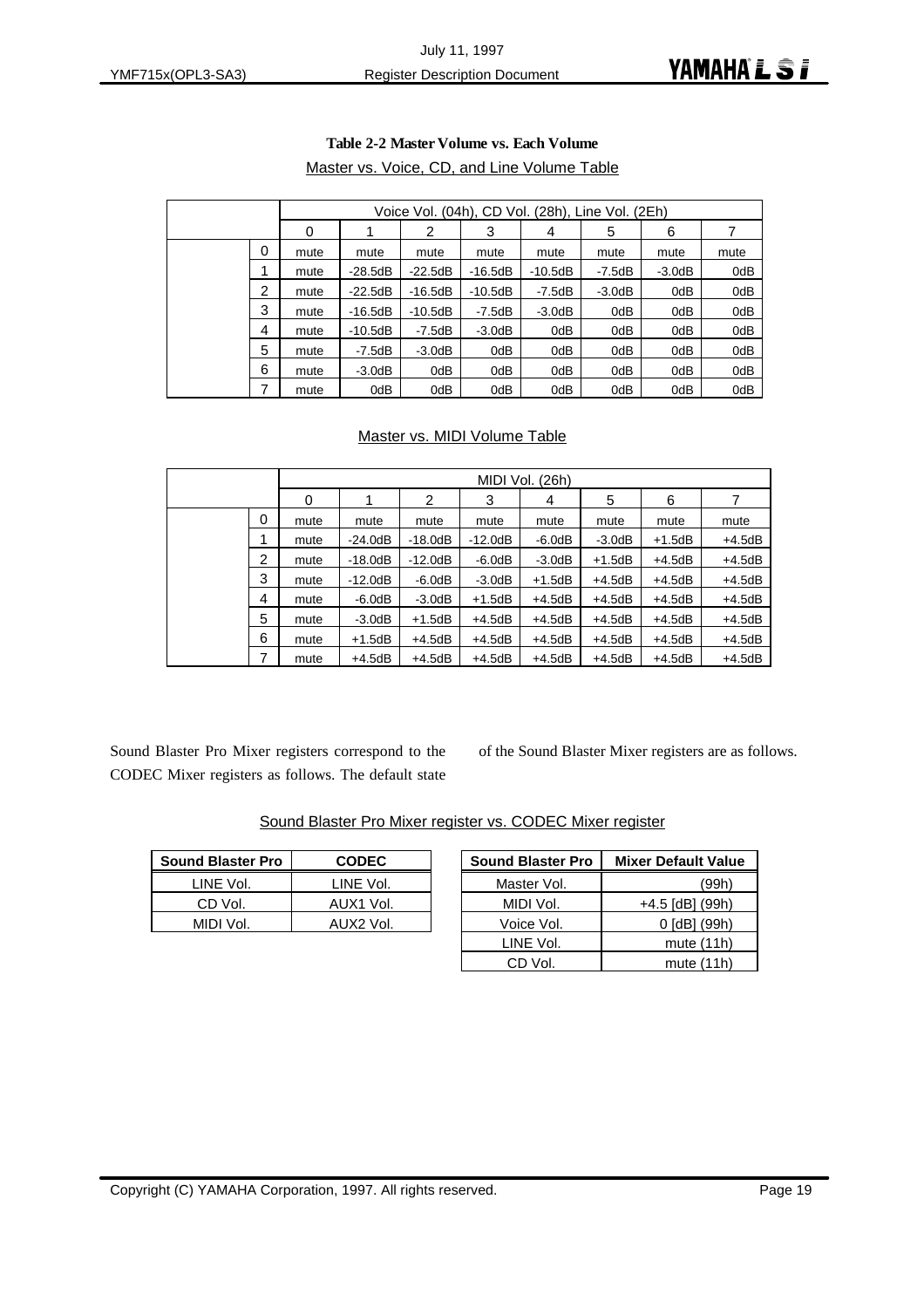**Table 2-2 Master Volume vs. Each Volume**

Master vs. Voice, CD, and Line Volume Table

| | Voice Vol. (04h), CD Vol. (28h), Line Vol. (2Eh) | | | | | | | |
|---|---|---|---|---|---|---|---|---|
| | 0 | 1 | 2 | 3 | 4 | 5 | 6 | 7 |
| 0 | mute | mute | mute | mute | mute | mute | mute | mute |
| 1 | mute | -28.5dB | -22.5dB | -16.5dB | -10.5dB | -7.5dB | -3.0dB | 0dB |
| 2 | mute | -22.5dB | -16.5dB | -10.5dB | -7.5dB | -3.0dB | 0dB | 0dB |
| 3 | mute | -16.5dB | -10.5dB | -7.5dB | -3.0dB | 0dB | 0dB | 0dB |
| 4 | mute | -10.5dB | -7.5dB | -3.0dB | 0dB | 0dB | 0dB | 0dB |
| 5 | mute | -7.5dB | -3.0dB | 0dB | 0dB | 0dB | 0dB | 0dB |
| 6 | mute | -3.0dB | 0dB | 0dB | 0dB | 0dB | 0dB | 0dB |
| 7 | mute | 0dB | 0dB | 0dB | 0dB | 0dB | 0dB | 0dB |

Master vs. MIDI Volume Table

| | MIDI Vol. (26h) | | | | | | | |
|---|---|---|---|---|---|---|---|---|
| | 0 | 1 | 2 | 3 | 4 | 5 | 6 | 7 |
| 0 | mute | mute | mute | mute | mute | mute | mute | mute |
| 1 | mute | -24.0dB | -18.0dB | -12.0dB | -6.0dB | -3.0dB | +1.5dB | +4.5dB |
| 2 | mute | -18.0dB | -12.0dB | -6.0dB | -3.0dB | +1.5dB | +4.5dB | +4.5dB |
| 3 | mute | -12.0dB | -6.0dB | -3.0dB | +1.5dB | +4.5dB | +4.5dB | +4.5dB |
| 4 | mute | -6.0dB | -3.0dB | +1.5dB | +4.5dB | +4.5dB | +4.5dB | +4.5dB |
| 5 | mute | -3.0dB | +1.5dB | +4.5dB | +4.5dB | +4.5dB | +4.5dB | +4.5dB |
| 6 | mute | +1.5dB | +4.5dB | +4.5dB | +4.5dB | +4.5dB | +4.5dB | +4.5dB |
| 7 | mute | +4.5dB | +4.5dB | +4.5dB | +4.5dB | +4.5dB | +4.5dB | +4.5dB |

Sound Blaster Pro Mixer registers correspond to the CODEC Mixer registers as follows. The default state of the Sound Blaster Mixer registers are as follows.

Sound Blaster Pro Mixer register vs. CODEC Mixer register

| Sound Blaster Pro | CODEC |
|---|---|
| LINE Vol. | LINE Vol. |
| CD Vol. | AUX1 Vol. |
| MIDI Vol. | AUX2 Vol. |

| Sound Blaster Pro | Mixer Default Value |
|---|---|
| Master Vol. | (99h) |
| MIDI Vol. | +4.5 [dB] (99h) |
| Voice Vol. | 0 [dB] (99h) |
| LINE Vol. | mute (11h) |
| CD Vol. | mute (11h) |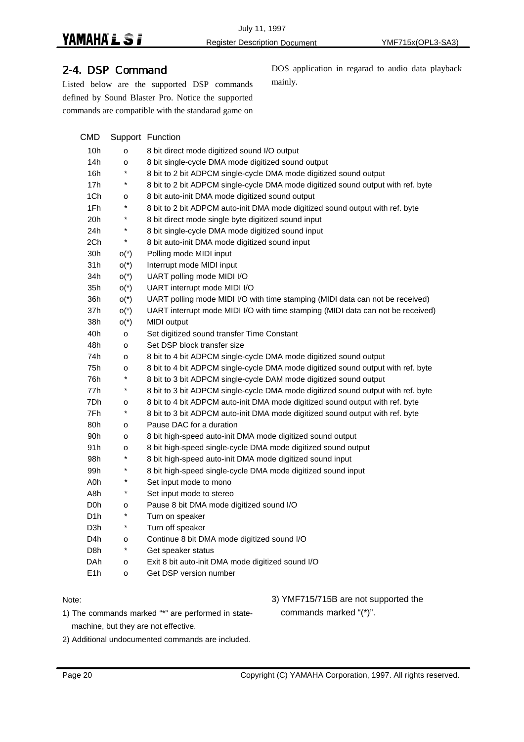## 2-4. DSP Command

Listed below are the supported DSP commands defined by Sound Blaster Pro. Notice the supported commands are compatible with the standarad game on DOS application in regarad to audio data playback mainly.

| CMD | Support | Function |
|---|---|---|
| 10h | o | 8 bit direct mode digitized sound I/O output |
| 14h | o | 8 bit single-cycle DMA mode digitized sound output |
| 16h | * | 8 bit to 2 bit ADPCM single-cycle DMA mode digitized sound output |
| 17h | * | 8 bit to 2 bit ADPCM single-cycle DMA mode digitized sound output with ref. byte |
| 1Ch | o | 8 bit auto-init DMA mode digitized sound output |
| 1Fh | * | 8 bit to 2 bit ADPCM auto-init DMA mode digitized sound output with ref. byte |
| 20h | * | 8 bit direct mode single byte digitized sound input |
| 24h | * | 8 bit single-cycle DMA mode digitized sound input |
| 2Ch | * | 8 bit auto-init DMA mode digitized sound input |
| 30h | o(*) | Polling mode MIDI input |
| 31h | o(*) | Interrupt mode MIDI input |
| 34h | o(*) | UART polling mode MIDI I/O |
| 35h | o(*) | UART interrupt mode MIDI I/O |
| 36h | o(*) | UART polling mode MIDI I/O with time stamping (MIDI data can not be received) |
| 37h | o(*) | UART interrupt mode MIDI I/O with time stamping (MIDI data can not be received) |
| 38h | o(*) | MIDI output |
| 40h | o | Set digitized sound transfer Time Constant |
| 48h | o | Set DSP block transfer size |
| 74h | o | 8 bit to 4 bit ADPCM single-cycle DMA mode digitized sound output |
| 75h | o | 8 bit to 4 bit ADPCM single-cycle DMA mode digitized sound output with ref. byte |
| 76h | * | 8 bit to 3 bit ADPCM single-cycle DAM mode digitized sound output |
| 77h | * | 8 bit to 3 bit ADPCM single-cycle DMA mode digitized sound output with ref. byte |
| 7Dh | o | 8 bit to 4 bit ADPCM auto-init DMA mode digitized sound output with ref. byte |
| 7Fh | * | 8 bit to 3 bit ADPCM auto-init DMA mode digitized sound output with ref. byte |
| 80h | o | Pause DAC for a duration |
| 90h | o | 8 bit high-speed auto-init DMA mode digitized sound output |
| 91h | o | 8 bit high-speed single-cycle DMA mode digitized sound output |
| 98h | * | 8 bit high-speed auto-init DMA mode digitized sound input |
| 99h | * | 8 bit high-speed single-cycle DMA mode digitized sound input |
| A0h | * | Set input mode to mono |
| A8h | * | Set input mode to stereo |
| D0h | o | Pause 8 bit DMA mode digitized sound I/O |
| D1h | * | Turn on speaker |
| D3h | * | Turn off speaker |
| D4h | o | Continue 8 bit DMA mode digitized sound I/O |
| D8h | * | Get speaker status |
| DAh | o | Exit 8 bit auto-init DMA mode digitized sound I/O |
| E1h | o | Get DSP version number |

Note:

1) The commands marked "*" are performed in state-machine, but they are not effective.

2) Additional undocumented commands are included.

3) YMF715/715B are not supported the commands marked "(*)".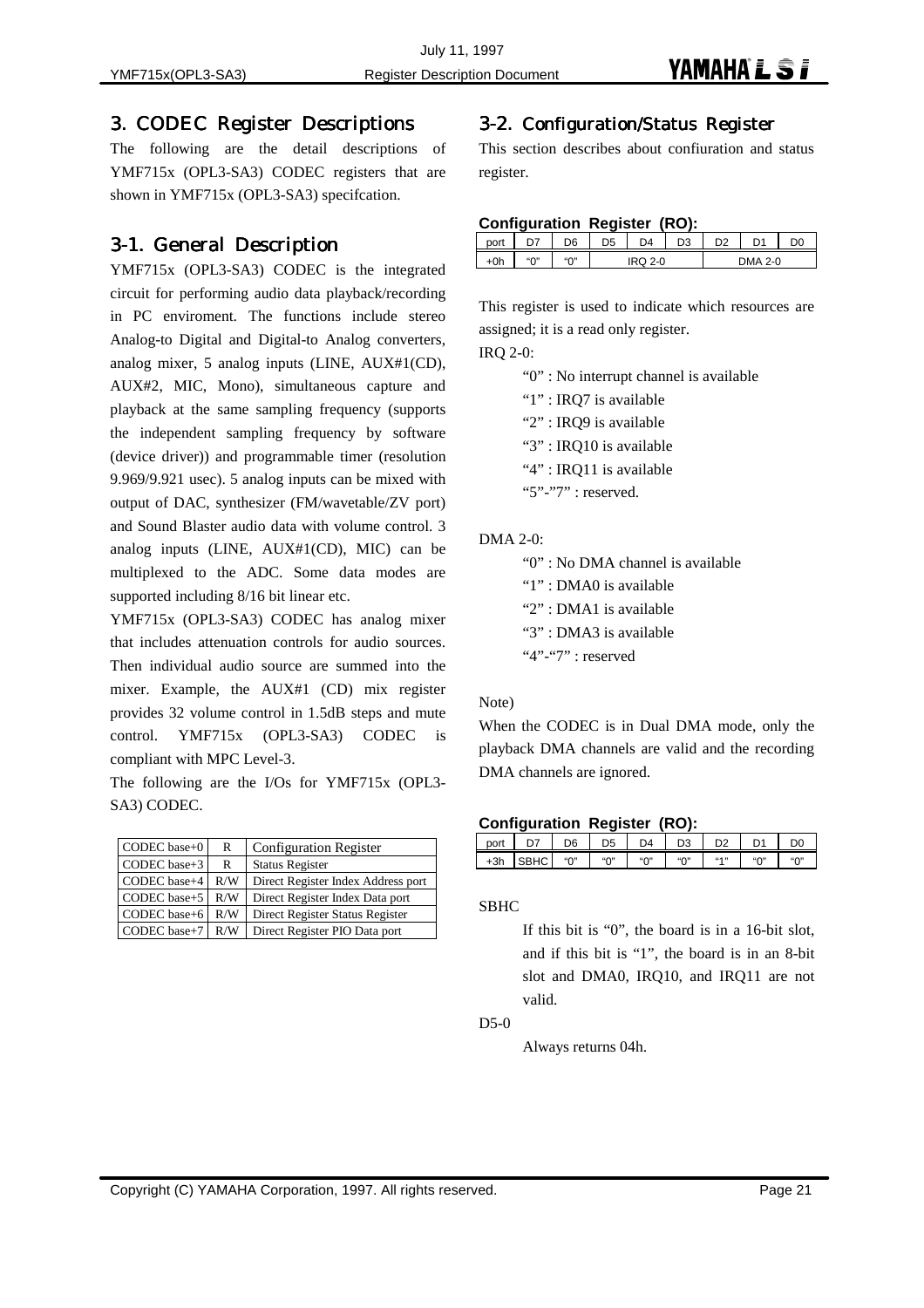## 3. CODEC Register Descriptions

The following are the detail descriptions of YMF715x (OPL3-SA3) CODEC registers that are shown in YMF715x (OPL3-SA3) specifcation.

## 3-1. General Description

YMF715x (OPL3-SA3) CODEC is the integrated circuit for performing audio data playback/recording in PC enviroment. The functions include stereo Analog-to Digital and Digital-to Analog converters, analog mixer, 5 analog inputs (LINE, AUX#1(CD), AUX#2, MIC, Mono), simultaneous capture and playback at the same sampling frequency (supports the independent sampling frequency by software (device driver)) and programmable timer (resolution 9.969/9.921 usec). 5 analog inputs can be mixed with output of DAC, synthesizer (FM/wavetable/ZV port) and Sound Blaster audio data with volume control. 3 analog inputs (LINE, AUX#1(CD), MIC) can be multiplexed to the ADC. Some data modes are supported including 8/16 bit linear etc.

YMF715x (OPL3-SA3) CODEC has analog mixer that includes attenuation controls for audio sources. Then individual audio source are summed into the mixer. Example, the AUX#1 (CD) mix register provides 32 volume control in 1.5dB steps and mute control. YMF715x (OPL3-SA3) CODEC is compliant with MPC Level-3.

The following are the I/Os for YMF715x (OPL3-SA3) CODEC.

| | | |
|---|---|---|
| CODEC base+0 | R | Configuration Register |
| CODEC base+3 | R | Status Register |
| CODEC base+4 | R/W | Direct Register Index Address port |
| CODEC base+5 | R/W | Direct Register Index Data port |
| CODEC base+6 | R/W | Direct Register Status Register |
| CODEC base+7 | R/W | Direct Register PIO Data port |

## 3-2. Configuration/Status Register

This section describes about confiuration and status register.

**Configuration Register (RO):**

| port | D7 | D6 | D5 | D4 | D3 | D2 | D1 | D0 |
|---|---|---|---|---|---|---|---|---|
| +0h | "0" | "0" | IRQ 2-0 | | | DMA 2-0 | | |

This register is used to indicate which resources are assigned; it is a read only register.

IRQ 2-0:

- "0" : No interrupt channel is available
- "1" : IRQ7 is available
- "2" : IRQ9 is available
- "3" : IRQ10 is available
- "4" : IRQ11 is available
- "5"-"7" : reserved.

DMA 2-0:

- "0" : No DMA channel is available
- "1" : DMA0 is available
- "2" : DMA1 is available
- "3" : DMA3 is available
- "4"-"7" : reserved

Note)

When the CODEC is in Dual DMA mode, only the playback DMA channels are valid and the recording DMA channels are ignored.

**Configuration Register (RO):**

| port | D7 | D6 | D5 | D4 | D3 | D2 | D1 | D0 |
|---|---|---|---|---|---|---|---|---|
| +3h | SBHC | "0" | "0" | "0" | "0" | "1" | "0" | "0" |

SBHC

If this bit is "0", the board is in a 16-bit slot, and if this bit is "1", the board is in an 8-bit slot and DMA0, IRQ10, and IRQ11 are not valid.

D5-0

Always returns 04h.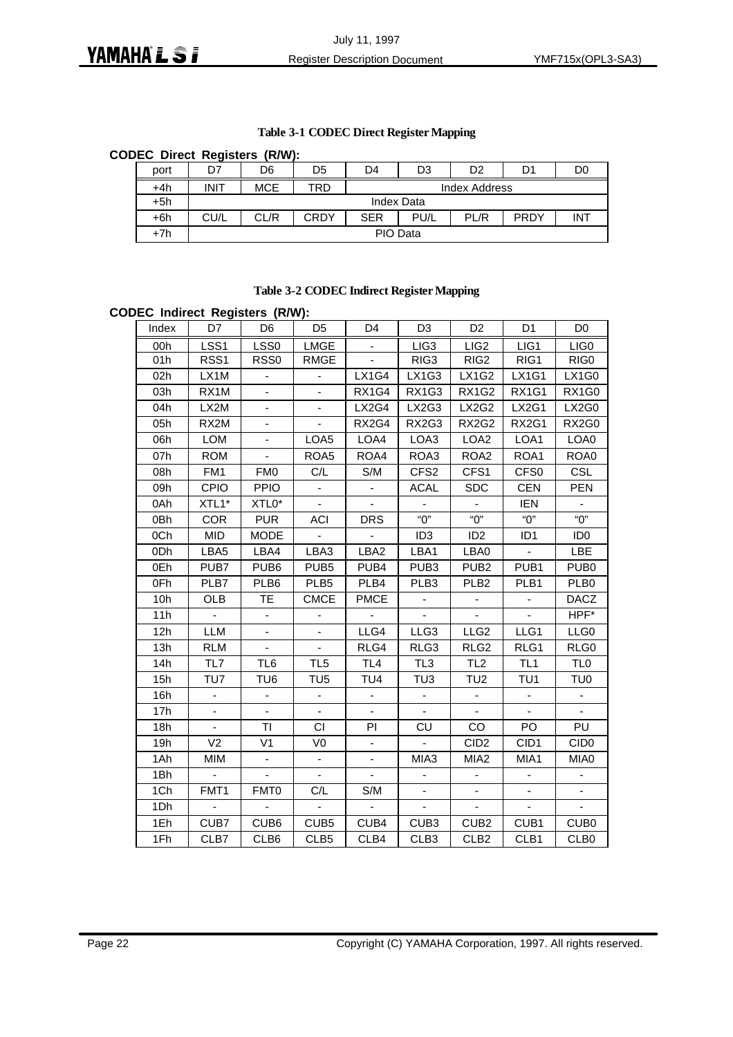**Table 3-1 CODEC Direct Register Mapping**

**CODEC Direct Registers (R/W):**

| port | D7 | D6 | D5 | D4 | D3 | D2 | D1 | D0 |
|---|---|---|---|---|---|---|---|---|
| +4h | INIT | MCE | TRD | Index Address | | | | |
| +5h | Index Data | | | | | | | |
| +6h | CU/L | CL/R | CRDY | SER | PU/L | PL/R | PRDY | INT |
| +7h | PIO Data | | | | | | | |

**Table 3-2 CODEC Indirect Register Mapping**

**CODEC Indirect Registers (R/W):**

| Index | D7 | D6 | D5 | D4 | D3 | D2 | D1 | D0 |
|---|---|---|---|---|---|---|---|---|
| 00h | LSS1 | LSS0 | LMGE | - | LIG3 | LIG2 | LIG1 | LIG0 |
| 01h | RSS1 | RSS0 | RMGE | - | RIG3 | RIG2 | RIG1 | RIG0 |
| 02h | LX1M | - | - | LX1G4 | LX1G3 | LX1G2 | LX1G1 | LX1G0 |
| 03h | RX1M | - | - | RX1G4 | RX1G3 | RX1G2 | RX1G1 | RX1G0 |
| 04h | LX2M | - | - | LX2G4 | LX2G3 | LX2G2 | LX2G1 | LX2G0 |
| 05h | RX2M | - | - | RX2G4 | RX2G3 | RX2G2 | RX2G1 | RX2G0 |
| 06h | LOM | - | LOA5 | LOA4 | LOA3 | LOA2 | LOA1 | LOA0 |
| 07h | ROM | - | ROA5 | ROA4 | ROA3 | ROA2 | ROA1 | ROA0 |
| 08h | FM1 | FM0 | C/L | S/M | CFS2 | CFS1 | CFS0 | CSL |
| 09h | CPIO | PPIO | - | - | ACAL | SDC | CEN | PEN |
| 0Ah | XTL1* | XTL0* | - | - | - | - | IEN | - |
| 0Bh | COR | PUR | ACI | DRS | "0" | "0" | "0" | "0" |
| 0Ch | MID | MODE | - | - | ID3 | ID2 | ID1 | ID0 |
| 0Dh | LBA5 | LBA4 | LBA3 | LBA2 | LBA1 | LBA0 | - | LBE |
| 0Eh | PUB7 | PUB6 | PUB5 | PUB4 | PUB3 | PUB2 | PUB1 | PUB0 |
| 0Fh | PLB7 | PLB6 | PLB5 | PLB4 | PLB3 | PLB2 | PLB1 | PLB0 |
| 10h | OLB | TE | CMCE | PMCE | - | - | - | DACZ |
| 11h | - | - | - | - | - | - | - | HPF* |
| 12h | LLM | - | - | LLG4 | LLG3 | LLG2 | LLG1 | LLG0 |
| 13h | RLM | - | - | RLG4 | RLG3 | RLG2 | RLG1 | RLG0 |
| 14h | TL7 | TL6 | TL5 | TL4 | TL3 | TL2 | TL1 | TL0 |
| 15h | TU7 | TU6 | TU5 | TU4 | TU3 | TU2 | TU1 | TU0 |
| 16h | - | - | - | - | - | - | - | - |
| 17h | - | - | - | - | - | - | - | - |
| 18h | - | TI | CI | PI | CU | CO | PO | PU |
| 19h | V2 | V1 | V0 | - | - | CID2 | CID1 | CID0 |
| 1Ah | MIM | - | - | - | MIA3 | MIA2 | MIA1 | MIA0 |
| 1Bh | - | - | - | - | - | - | - | - |
| 1Ch | FMT1 | FMT0 | C/L | S/M | - | - | - | - |
| 1Dh | - | - | - | - | - | - | - | - |
| 1Eh | CUB7 | CUB6 | CUB5 | CUB4 | CUB3 | CUB2 | CUB1 | CUB0 |
| 1Fh | CLB7 | CLB6 | CLB5 | CLB4 | CLB3 | CLB2 | CLB1 | CLB0 |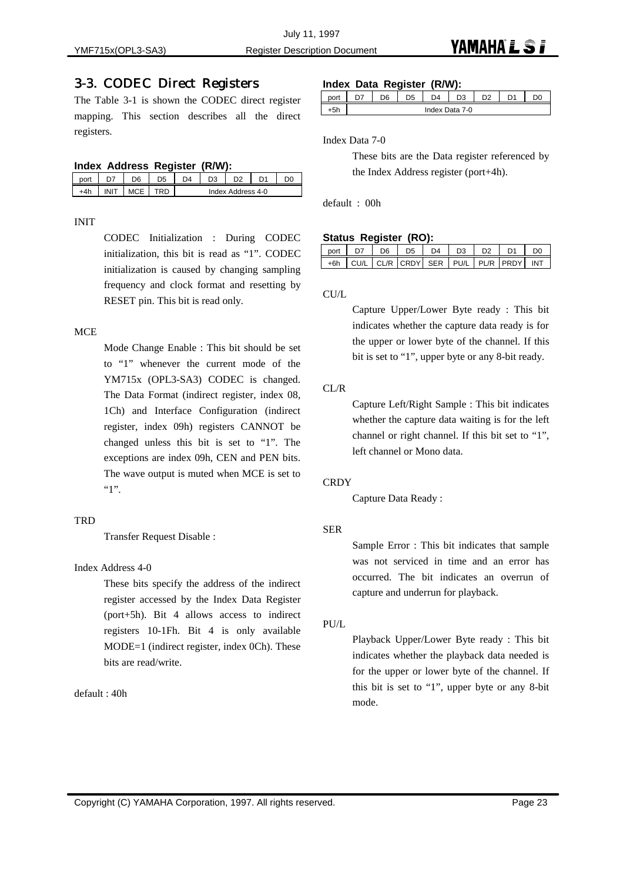## 3-3. CODEC Direct Registers

The Table 3-1 is shown the CODEC direct register mapping. This section describes all the direct registers.

**Index Address Register (R/W):**

| port | D7 | D6 | D5 | D4 | D3 | D2 | D1 | D0 |
|---|---|---|---|---|---|---|---|---|
| +4h | INIT | MCE | TRD | Index Address 4-0 | | | | |

INIT

CODEC Initialization : During CODEC initialization, this bit is read as "1". CODEC initialization is caused by changing sampling frequency and clock format and resetting by RESET pin. This bit is read only.

MCE

Mode Change Enable : This bit should be set to "1" whenever the current mode of the YM715x (OPL3-SA3) CODEC is changed. The Data Format (indirect register, index 08, 1Ch) and Interface Configuration (indirect register, index 09h) registers CANNOT be changed unless this bit is set to "1". The exceptions are index 09h, CEN and PEN bits. The wave output is muted when MCE is set to "1".

TRD

Transfer Request Disable :

Index Address 4-0

These bits specify the address of the indirect register accessed by the Index Data Register (port+5h). Bit 4 allows access to indirect registers 10-1Fh. Bit 4 is only available MODE=1 (indirect register, index 0Ch). These bits are read/write.

default : 40h

**Index Data Register (R/W):**

| port | D7 | D6 | D5 | D4 | D3 | D2 | D1 | D0 |
|---|---|---|---|---|---|---|---|---|
| +5h | Index Data 7-0 | | | | | | | |

Index Data 7-0

These bits are the Data register referenced by the Index Address register (port+4h).

default : 00h

**Status Register (RO):**

| port | D7 | D6 | D5 | D4 | D3 | D2 | D1 | D0 |
|---|---|---|---|---|---|---|---|---|
| +6h | CU/L | CL/R | CRDY | SER | PU/L | PL/R | PRDY | INT |

CU/L

Capture Upper/Lower Byte ready : This bit indicates whether the capture data ready is for the upper or lower byte of the channel. If this bit is set to "1", upper byte or any 8-bit ready.

CL/R

Capture Left/Right Sample : This bit indicates whether the capture data waiting is for the left channel or right channel. If this bit set to "1", left channel or Mono data.

CRDY

Capture Data Ready :

SER

Sample Error : This bit indicates that sample was not serviced in time and an error has occurred. The bit indicates an overrun of capture and underrun for playback.

PU/L

Playback Upper/Lower Byte ready : This bit indicates whether the playback data needed is for the upper or lower byte of the channel. If this bit is set to "1", upper byte or any 8-bit mode.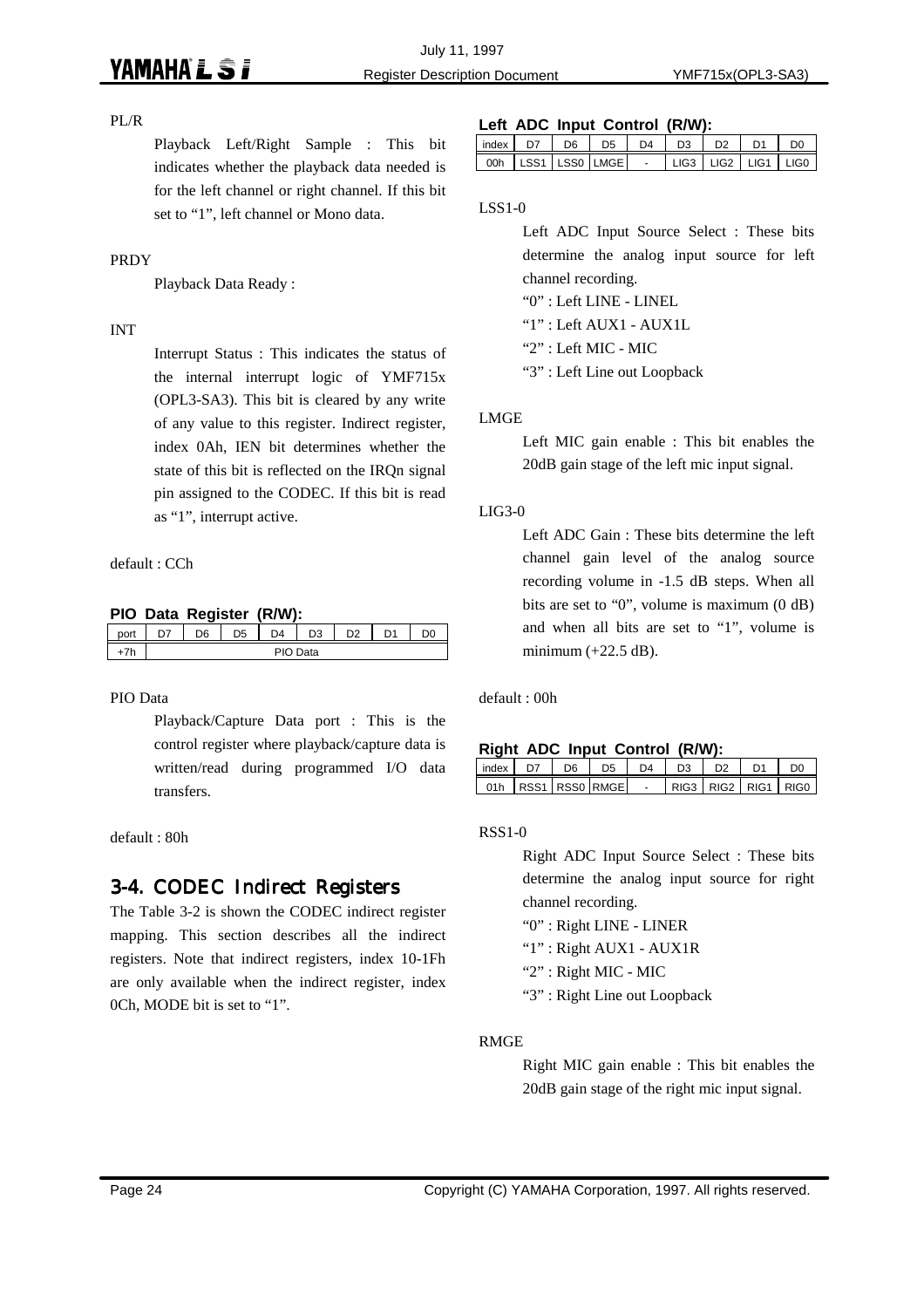PL/R

Playback Left/Right Sample : This bit indicates whether the playback data needed is for the left channel or right channel. If this bit set to "1", left channel or Mono data.

PRDY

Playback Data Ready :

INT

Interrupt Status : This indicates the status of the internal interrupt logic of YMF715x (OPL3-SA3). This bit is cleared by any write of any value to this register. Indirect register, index 0Ah, IEN bit determines whether the state of this bit is reflected on the IRQn signal pin assigned to the CODEC. If this bit is read as "1", interrupt active.

default : CCh

**PIO Data Register (R/W):**

| port | D7 | D6 | D5 | D4 | D3 | D2 | D1 | D0 |
|---|---|---|---|---|---|---|---|---|
| +7h | PIO Data | | | | | | | |

PIO Data

Playback/Capture Data port : This is the control register where playback/capture data is written/read during programmed I/O data transfers.

default : 80h

## 3-4. CODEC Indirect Registers

The Table 3-2 is shown the CODEC indirect register mapping. This section describes all the indirect registers. Note that indirect registers, index 10-1Fh are only available when the indirect register, index 0Ch, MODE bit is set to "1".

**Left ADC Input Control (R/W):**

| index | D7 | D6 | D5 | D4 | D3 | D2 | D1 | D0 |
|---|---|---|---|---|---|---|---|---|
| 00h | LSS1 | LSS0 | LMGE | - | LIG3 | LIG2 | LIG1 | LIG0 |

LSS1-0

Left ADC Input Source Select : These bits determine the analog input source for left channel recording.

"0" : Left LINE - LINEL

"1" : Left AUX1 - AUX1L

"2" : Left MIC - MIC

"3" : Left Line out Loopback

LMGE

Left MIC gain enable : This bit enables the 20dB gain stage of the left mic input signal.

LIG3-0

Left ADC Gain : These bits determine the left channel gain level of the analog source recording volume in -1.5 dB steps. When all bits are set to "0", volume is maximum (0 dB) and when all bits are set to "1", volume is minimum (+22.5 dB).

default : 00h

**Right ADC Input Control (R/W):**

| index | D7 | D6 | D5 | D4 | D3 | D2 | D1 | D0 |
|---|---|---|---|---|---|---|---|---|
| 01h | RSS1 | RSS0 | RMGE | - | RIG3 | RIG2 | RIG1 | RIG0 |

RSS1-0

Right ADC Input Source Select : These bits determine the analog input source for right channel recording.

"0" : Right LINE - LINER

"1" : Right AUX1 - AUX1R

"2" : Right MIC - MIC

"3" : Right Line out Loopback

RMGE

Right MIC gain enable : This bit enables the 20dB gain stage of the right mic input signal.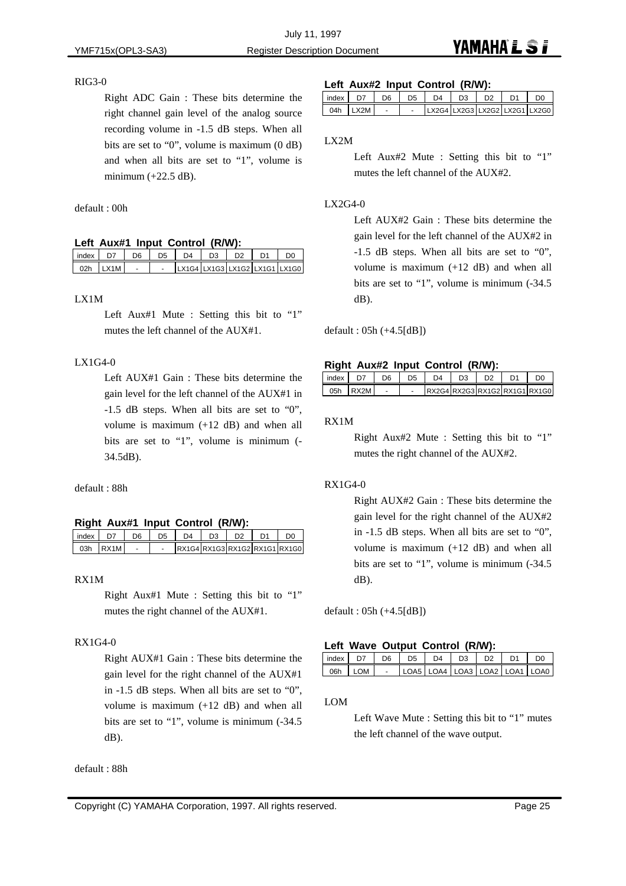RIG3-0

Right ADC Gain : These bits determine the right channel gain level of the analog source recording volume in -1.5 dB steps. When all bits are set to "0", volume is maximum (0 dB) and when all bits are set to "1", volume is minimum (+22.5 dB).

default : 00h

**Left Aux#1 Input Control (R/W):**

| index | D7 | D6 | D5 | D4 | D3 | D2 | D1 | D0 |
|---|---|---|---|---|---|---|---|---|
| 02h | LX1M | - | - | LX1G4 | LX1G3 | LX1G2 | LX1G1 | LX1G0 |

LX1M

Left Aux#1 Mute : Setting this bit to "1" mutes the left channel of the AUX#1.

LX1G4-0

Left AUX#1 Gain : These bits determine the gain level for the left channel of the AUX#1 in -1.5 dB steps. When all bits are set to "0", volume is maximum (+12 dB) and when all bits are set to "1", volume is minimum (-34.5dB).

default : 88h

**Right Aux#1 Input Control (R/W):**

| index | D7 | D6 | D5 | D4 | D3 | D2 | D1 | D0 |
|---|---|---|---|---|---|---|---|---|
| 03h | RX1M | - | - | RX1G4 | RX1G3 | RX1G2 | RX1G1 | RX1G0 |

RX1M

Right Aux#1 Mute : Setting this bit to "1" mutes the right channel of the AUX#1.

RX1G4-0

Right AUX#1 Gain : These bits determine the gain level for the right channel of the AUX#1 in -1.5 dB steps. When all bits are set to "0", volume is maximum (+12 dB) and when all bits are set to "1", volume is minimum (-34.5 dB).

default : 88h

**Left Aux#2 Input Control (R/W):**

| index | D7 | D6 | D5 | D4 | D3 | D2 | D1 | D0 |
|---|---|---|---|---|---|---|---|---|
| 04h | LX2M | - | - | LX2G4 | LX2G3 | LX2G2 | LX2G1 | LX2G0 |

LX2M

Left Aux#2 Mute : Setting this bit to "1" mutes the left channel of the AUX#2.

LX2G4-0

Left AUX#2 Gain : These bits determine the gain level for the left channel of the AUX#2 in -1.5 dB steps. When all bits are set to "0", volume is maximum (+12 dB) and when all bits are set to "1", volume is minimum (-34.5 dB).

default : 05h (+4.5[dB])

**Right Aux#2 Input Control (R/W):**

| index | D7 | D6 | D5 | D4 | D3 | D2 | D1 | D0 |
|---|---|---|---|---|---|---|---|---|
| 05h | RX2M | - | - | RX2G4 | RX2G3 | RX1G2 | RX1G1 | RX1G0 |

RX1M

Right Aux#2 Mute : Setting this bit to "1" mutes the right channel of the AUX#2.

RX1G4-0

Right AUX#2 Gain : These bits determine the gain level for the right channel of the AUX#2 in -1.5 dB steps. When all bits are set to "0", volume is maximum (+12 dB) and when all bits are set to "1", volume is minimum (-34.5 dB).

default : 05h (+4.5[dB])

**Left Wave Output Control (R/W):**

| index | D7 | D6 | D5 | D4 | D3 | D2 | D1 | D0 |
|---|---|---|---|---|---|---|---|---|
| 06h | LOM | - | LOA5 | LOA4 | LOA3 | LOA2 | LOA1 | LOA0 |

LOM

Left Wave Mute : Setting this bit to "1" mutes the left channel of the wave output.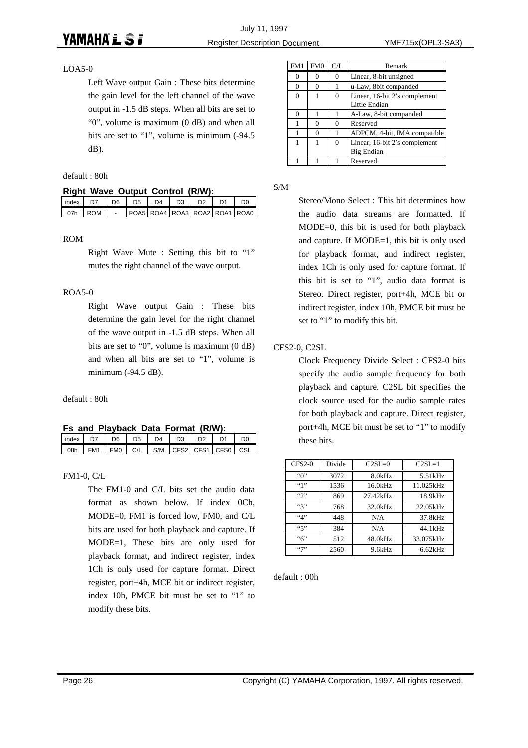LOA5-0

Left Wave output Gain : These bits determine the gain level for the left channel of the wave output in -1.5 dB steps. When all bits are set to "0", volume is maximum (0 dB) and when all bits are set to "1", volume is minimum (-94.5 dB).

default : 80h

**Right Wave Output Control (R/W):**

| index | D7 | D6 | D5 | D4 | D3 | D2 | D1 | D0 |
|---|---|---|---|---|---|---|---|---|
| 07h | ROM | - | ROA5 | ROA4 | ROA3 | ROA2 | ROA1 | ROA0 |

ROM

Right Wave Mute : Setting this bit to "1" mutes the right channel of the wave output.

ROA5-0

Right Wave output Gain : These bits determine the gain level for the right channel of the wave output in -1.5 dB steps. When all bits are set to "0", volume is maximum (0 dB) and when all bits are set to "1", volume is minimum (-94.5 dB).

default : 80h

**Fs and Playback Data Format (R/W):**

| index | D7 | D6 | D5 | D4 | D3 | D2 | D1 | D0 |
|---|---|---|---|---|---|---|---|---|
| 08h | FM1 | FM0 | C/L | S/M | CFS2 | CFS1 | CFS0 | CSL |

FM1-0, C/L

The FM1-0 and C/L bits set the audio data format as shown below. If index 0Ch, MODE=0, FM1 is forced low, FM0, and C/L bits are used for both playback and capture. If MODE=1, These bits are only used for playback format, and indirect register, index 1Ch is only used for capture format. Direct register, port+4h, MCE bit or indirect register, index 10h, PMCE bit must be set to "1" to modify these bits.

| FM1 | FM0 | C/L | Remark |
|---|---|---|---|
| 0 | 0 | 0 | Linear, 8-bit unsigned |
| 0 | 0 | 1 | u-Law, 8bit companded |
| 0 | 1 | 0 | Linear, 16-bit 2's complement Little Endian |
| 0 | 1 | 1 | A-Law, 8-bit companded |
| 1 | 0 | 0 | Reserved |
| 1 | 0 | 1 | ADPCM, 4-bit, IMA compatible |
| 1 | 1 | 0 | Linear, 16-bit 2's complement Big Endian |
| 1 | 1 | 1 | Reserved |

S/M

Stereo/Mono Select : This bit determines how the audio data streams are formatted. If MODE=0, this bit is used for both playback and capture. If MODE=1, this bit is only used for playback format, and indirect register, index 1Ch is only used for capture format. If this bit is set to "1", audio data format is Stereo. Direct register, port+4h, MCE bit or indirect register, index 10h, PMCE bit must be set to "1" to modify this bit.

CFS2-0, C2SL

Clock Frequency Divide Select : CFS2-0 bits specify the audio sample frequency for both playback and capture. C2SL bit specifies the clock source used for the audio sample rates for both playback and capture. Direct register, port+4h, MCE bit must be set to "1" to modify these bits.

| CFS2-0 | Divide | C2SL=0 | C2SL=1 |
|---|---|---|---|
| "0" | 3072 | 8.0kHz | 5.51kHz |
| "1" | 1536 | 16.0kHz | 11.025kHz |
| "2" | 869 | 27.42kHz | 18.9kHz |
| "3" | 768 | 32.0kHz | 22.05kHz |
| "4" | 448 | N/A | 37.8kHz |
| "5" | 384 | N/A | 44.1kHz |
| "6" | 512 | 48.0kHz | 33.075kHz |
| "7" | 2560 | 9.6kHz | 6.62kHz |

default : 00h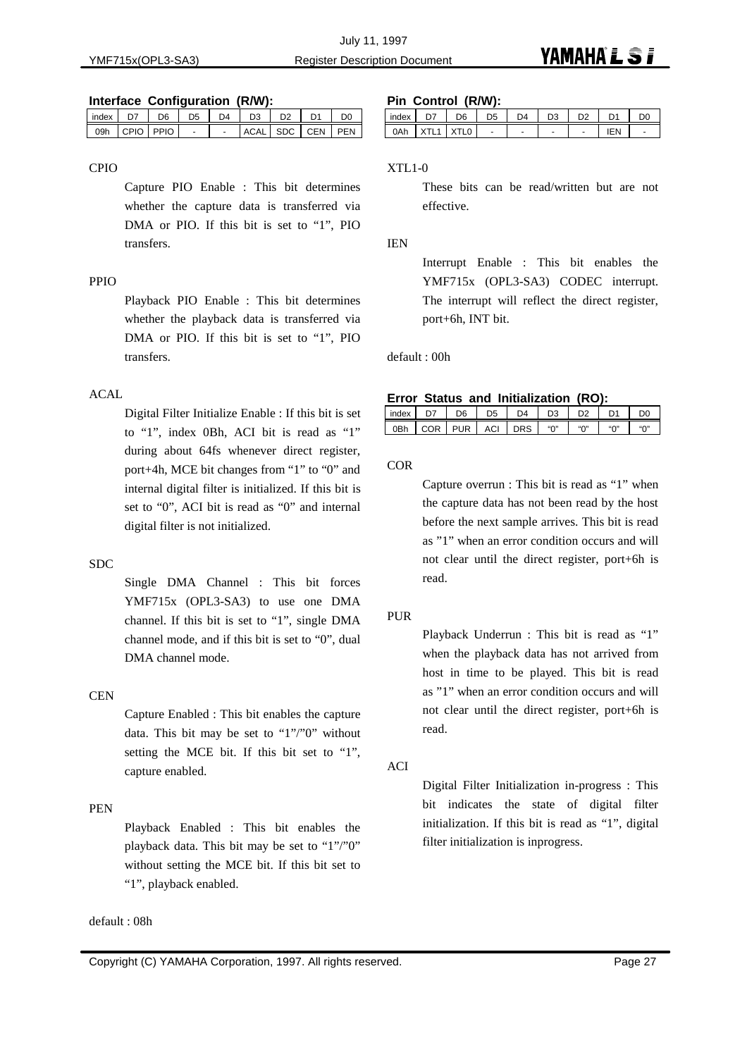### Interface Configuration (R/W):

| index | D7 | D6 | D5 | D4 | D3 | D2 | D1 | D0 |
|---|---|---|---|---|---|---|---|---|
| 09h | CPIO | PPIO | - | - | ACAL | SDC | CEN | PEN |

CPIO

Capture PIO Enable : This bit determines whether the capture data is transferred via DMA or PIO. If this bit is set to "1", PIO transfers.

PPIO

Playback PIO Enable : This bit determines whether the playback data is transferred via DMA or PIO. If this bit is set to "1", PIO transfers.

ACAL

Digital Filter Initialize Enable : If this bit is set to "1", index 0Bh, ACI bit is read as "1" during about 64fs whenever direct register, port+4h, MCE bit changes from "1" to "0" and internal digital filter is initialized. If this bit is set to "0", ACI bit is read as "0" and internal digital filter is not initialized.

SDC

Single DMA Channel : This bit forces YMF715x (OPL3-SA3) to use one DMA channel. If this bit is set to "1", single DMA channel mode, and if this bit is set to "0", dual DMA channel mode.

CEN

Capture Enabled : This bit enables the capture data. This bit may be set to "1"/"0" without setting the MCE bit. If this bit set to "1", capture enabled.

PEN

Playback Enabled : This bit enables the playback data. This bit may be set to "1"/"0" without setting the MCE bit. If this bit set to "1", playback enabled.

default : 08h

### Pin Control (R/W):

| index | D7 | D6 | D5 | D4 | D3 | D2 | D1 | D0 |
|---|---|---|---|---|---|---|---|---|
| 0Ah | XTL1 | XTL0 | - | - | - | - | IEN | - |

XTL1-0

These bits can be read/written but are not effective.

IEN

Interrupt Enable : This bit enables the YMF715x (OPL3-SA3) CODEC interrupt. The interrupt will reflect the direct register, port+6h, INT bit.

default : 00h

### Error Status and Initialization (RO):

| index | D7 | D6 | D5 | D4 | D3 | D2 | D1 | D0 |
|---|---|---|---|---|---|---|---|---|
| 0Bh | COR | PUR | ACI | DRS | "0" | "0" | "0" | "0" |

COR

Capture overrun : This bit is read as "1" when the capture data has not been read by the host before the next sample arrives. This bit is read as "1" when an error condition occurs and will not clear until the direct register, port+6h is read.

PUR

Playback Underrun : This bit is read as "1" when the playback data has not arrived from host in time to be played. This bit is read as "1" when an error condition occurs and will not clear until the direct register, port+6h is read.

ACI

Digital Filter Initialization in-progress : This bit indicates the state of digital filter initialization. If this bit is read as "1", digital filter initialization is inprogress.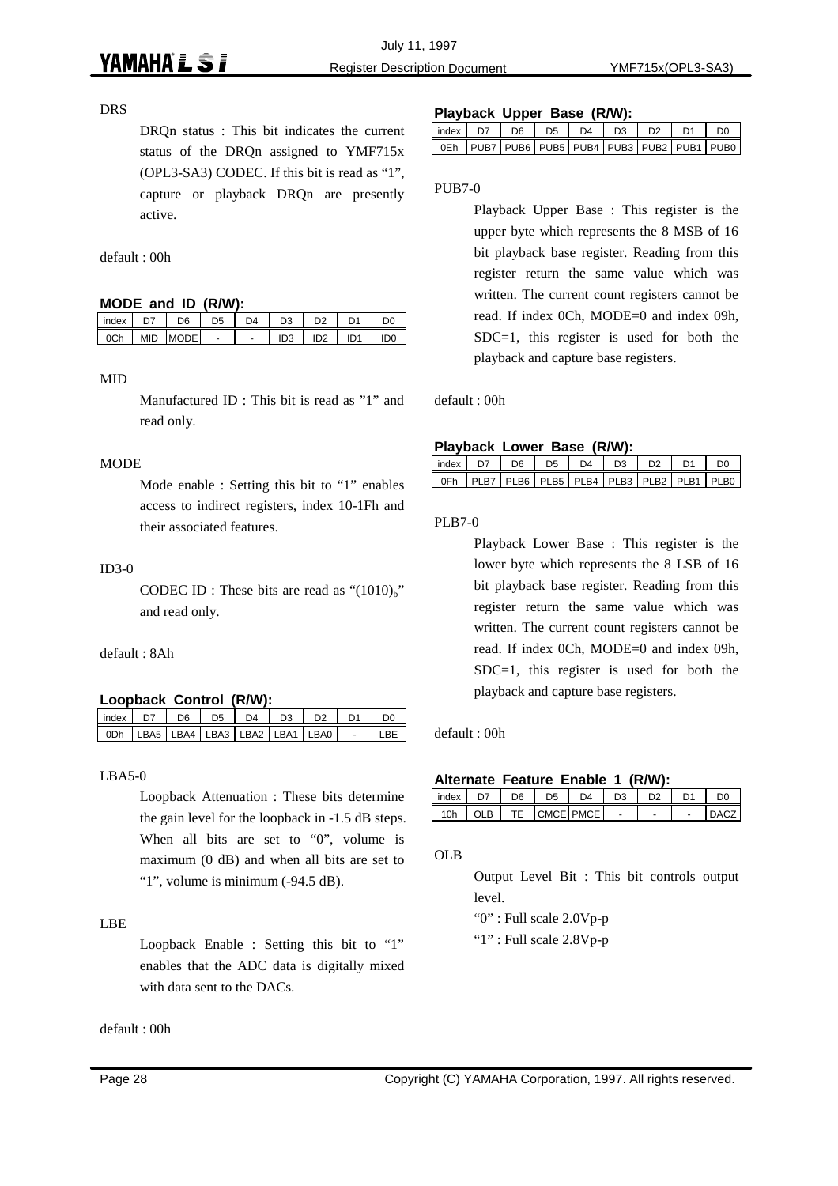DRS

DRQn status : This bit indicates the current status of the DRQn assigned to YMF715x (OPL3-SA3) CODEC. If this bit is read as "1", capture or playback DRQn are presently active.

default : 00h

**MODE and ID (R/W):**

| index | D7 | D6 | D5 | D4 | D3 | D2 | D1 | D0 |
|---|---|---|---|---|---|---|---|---|
| 0Ch | MID | MODE | - | - | ID3 | ID2 | ID1 | ID0 |

MID

Manufactured ID : This bit is read as "1" and read only.

MODE

Mode enable : Setting this bit to "1" enables access to indirect registers, index 10-1Fh and their associated features.

ID3-0

CODEC ID : These bits are read as "$(1010)_b$" and read only.

default : 8Ah

**Loopback Control (R/W):**

| index | D7 | D6 | D5 | D4 | D3 | D2 | D1 | D0 |
|---|---|---|---|---|---|---|---|---|
| 0Dh | LBA5 | LBA4 | LBA3 | LBA2 | LBA1 | LBA0 | - | LBE |

LBA5-0

Loopback Attenuation : These bits determine the gain level for the loopback in -1.5 dB steps. When all bits are set to "0", volume is maximum (0 dB) and when all bits are set to "1", volume is minimum (-94.5 dB).

LBE

Loopback Enable : Setting this bit to "1" enables that the ADC data is digitally mixed with data sent to the DACs.

default : 00h

**Playback Upper Base (R/W):**

| index | D7 | D6 | D5 | D4 | D3 | D2 | D1 | D0 |
|---|---|---|---|---|---|---|---|---|
| 0Eh | PUB7 | PUB6 | PUB5 | PUB4 | PUB3 | PUB2 | PUB1 | PUB0 |

PUB7-0

Playback Upper Base : This register is the upper byte which represents the 8 MSB of 16 bit playback base register. Reading from this register return the same value which was written. The current count registers cannot be read. If index 0Ch, MODE=0 and index 09h, SDC=1, this register is used for both the playback and capture base registers.

default : 00h

**Playback Lower Base (R/W):**

| index | D7 | D6 | D5 | D4 | D3 | D2 | D1 | D0 |
|---|---|---|---|---|---|---|---|---|
| 0Fh | PLB7 | PLB6 | PLB5 | PLB4 | PLB3 | PLB2 | PLB1 | PLB0 |

PLB7-0

Playback Lower Base : This register is the lower byte which represents the 8 LSB of 16 bit playback base register. Reading from this register return the same value which was written. The current count registers cannot be read. If index 0Ch, MODE=0 and index 09h, SDC=1, this register is used for both the playback and capture base registers.

default : 00h

**Alternate Feature Enable 1 (R/W):**

| index | D7 | D6 | D5 | D4 | D3 | D2 | D1 | D0 |
|---|---|---|---|---|---|---|---|---|
| 10h | OLB | TE | CMCE | PMCE | - | - | - | DACZ |

OLB

Output Level Bit : This bit controls output level.

"0" : Full scale 2.0Vp-p

"1" : Full scale 2.8Vp-p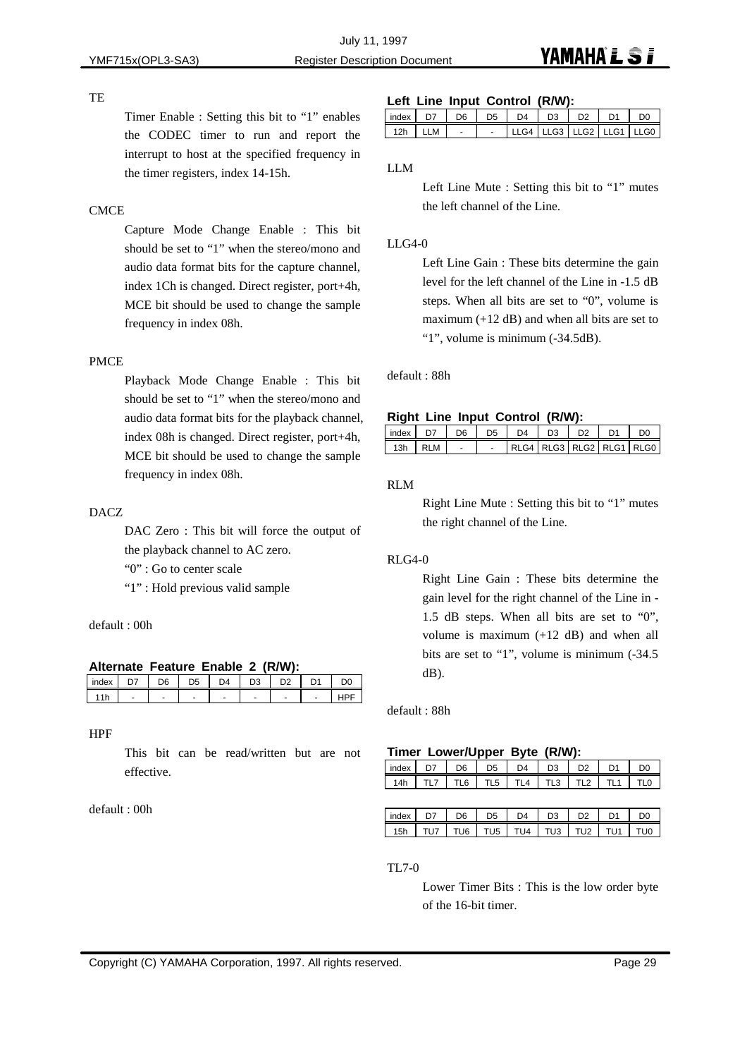TE

Timer Enable : Setting this bit to "1" enables the CODEC timer to run and report the interrupt to host at the specified frequency in the timer registers, index 14-15h.

CMCE

Capture Mode Change Enable : This bit should be set to "1" when the stereo/mono and audio data format bits for the capture channel, index 1Ch is changed. Direct register, port+4h, MCE bit should be used to change the sample frequency in index 08h.

PMCE

Playback Mode Change Enable : This bit should be set to "1" when the stereo/mono and audio data format bits for the playback channel, index 08h is changed. Direct register, port+4h, MCE bit should be used to change the sample frequency in index 08h.

DACZ

DAC Zero : This bit will force the output of the playback channel to AC zero.

"0" : Go to center scale

"1" : Hold previous valid sample

default : 00h

### Alternate Feature Enable 2 (R/W):

| index | D7 | D6 | D5 | D4 | D3 | D2 | D1 | D0 |
|---|---|---|---|---|---|---|---|---|
| 11h | - | - | - | - | - | - | - | HPF |

HPF

This bit can be read/written but are not effective.

default : 00h

### Left Line Input Control (R/W):

| index | D7 | D6 | D5 | D4 | D3 | D2 | D1 | D0 |
|---|---|---|---|---|---|---|---|---|
| 12h | LLM | - | - | LLG4 | LLG3 | LLG2 | LLG1 | LLG0 |

LLM

Left Line Mute : Setting this bit to "1" mutes the left channel of the Line.

LLG4-0

Left Line Gain : These bits determine the gain level for the left channel of the Line in -1.5 dB steps. When all bits are set to "0", volume is maximum (+12 dB) and when all bits are set to "1", volume is minimum (-34.5dB).

default : 88h

### Right Line Input Control (R/W):

| index | D7 | D6 | D5 | D4 | D3 | D2 | D1 | D0 |
|---|---|---|---|---|---|---|---|---|
| 13h | RLM | - | - | RLG4 | RLG3 | RLG2 | RLG1 | RLG0 |

RLM

Right Line Mute : Setting this bit to "1" mutes the right channel of the Line.

RLG4-0

Right Line Gain : These bits determine the gain level for the right channel of the Line in -1.5 dB steps. When all bits are set to "0", volume is maximum (+12 dB) and when all bits are set to "1", volume is minimum (-34.5 dB).

default : 88h

### Timer Lower/Upper Byte (R/W):

| index | D7 | D6 | D5 | D4 | D3 | D2 | D1 | D0 |
|---|---|---|---|---|---|---|---|---|
| 14h | TL7 | TL6 | TL5 | TL4 | TL3 | TL2 | TL1 | TL0 |

| index | D7 | D6 | D5 | D4 | D3 | D2 | D1 | D0 |
|---|---|---|---|---|---|---|---|---|
| 15h | TU7 | TU6 | TU5 | TU4 | TU3 | TU2 | TU1 | TU0 |

TL7-0

Lower Timer Bits : This is the low order byte of the 16-bit timer.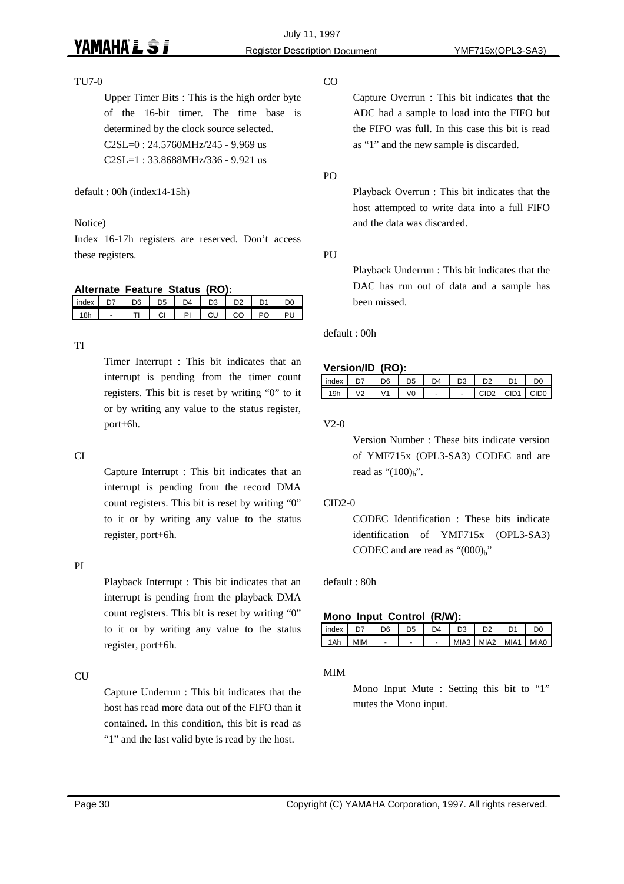TU7-0

Upper Timer Bits : This is the high order byte of the 16-bit timer. The time base is determined by the clock source selected.
C2SL=0 : 24.5760MHz/245 - 9.969 us
C2SL=1 : 33.8688MHz/336 - 9.921 us

default : 00h (index14-15h)

Notice)
Index 16-17h registers are reserved. Don't access these registers.

**Alternate Feature Status (RO):**

| index | D7 | D6 | D5 | D4 | D3 | D2 | D1 | D0 |
|---|---|---|---|---|---|---|---|---|
| 18h | - | TI | CI | PI | CU | CO | PO | PU |

TI

Timer Interrupt : This bit indicates that an interrupt is pending from the timer count registers. This bit is reset by writing "0" to it or by writing any value to the status register, port+6h.

CI

Capture Interrupt : This bit indicates that an interrupt is pending from the record DMA count registers. This bit is reset by writing "0" to it or by writing any value to the status register, port+6h.

PI

Playback Interrupt : This bit indicates that an interrupt is pending from the playback DMA count registers. This bit is reset by writing "0" to it or by writing any value to the status register, port+6h.

CU

Capture Underrun : This bit indicates that the host has read more data out of the FIFO than it contained. In this condition, this bit is read as "1" and the last valid byte is read by the host.

CO

Capture Overrun : This bit indicates that the ADC had a sample to load into the FIFO but the FIFO was full. In this case this bit is read as "1" and the new sample is discarded.

PO

Playback Overrun : This bit indicates that the host attempted to write data into a full FIFO and the data was discarded.

PU

Playback Underrun : This bit indicates that the DAC has run out of data and a sample has been missed.

default : 00h

**Version/ID (RO):**

| index | D7 | D6 | D5 | D4 | D3 | D2 | D1 | D0 |
|---|---|---|---|---|---|---|---|---|
| 19h | V2 | V1 | V0 | - | - | CID2 | CID1 | CID0 |

V2-0

Version Number : These bits indicate version of YMF715x (OPL3-SA3) CODEC and are read as "$(100)_b$".

CID2-0

CODEC Identification : These bits indicate identification of YMF715x (OPL3-SA3) CODEC and are read as "$(000)_b$"

default : 80h

**Mono Input Control (R/W):**

| index | D7 | D6 | D5 | D4 | D3 | D2 | D1 | D0 |
|---|---|---|---|---|---|---|---|---|
| 1Ah | MIM | - | - | - | MIA3 | MIA2 | MIA1 | MIA0 |

MIM

Mono Input Mute : Setting this bit to "1" mutes the Mono input.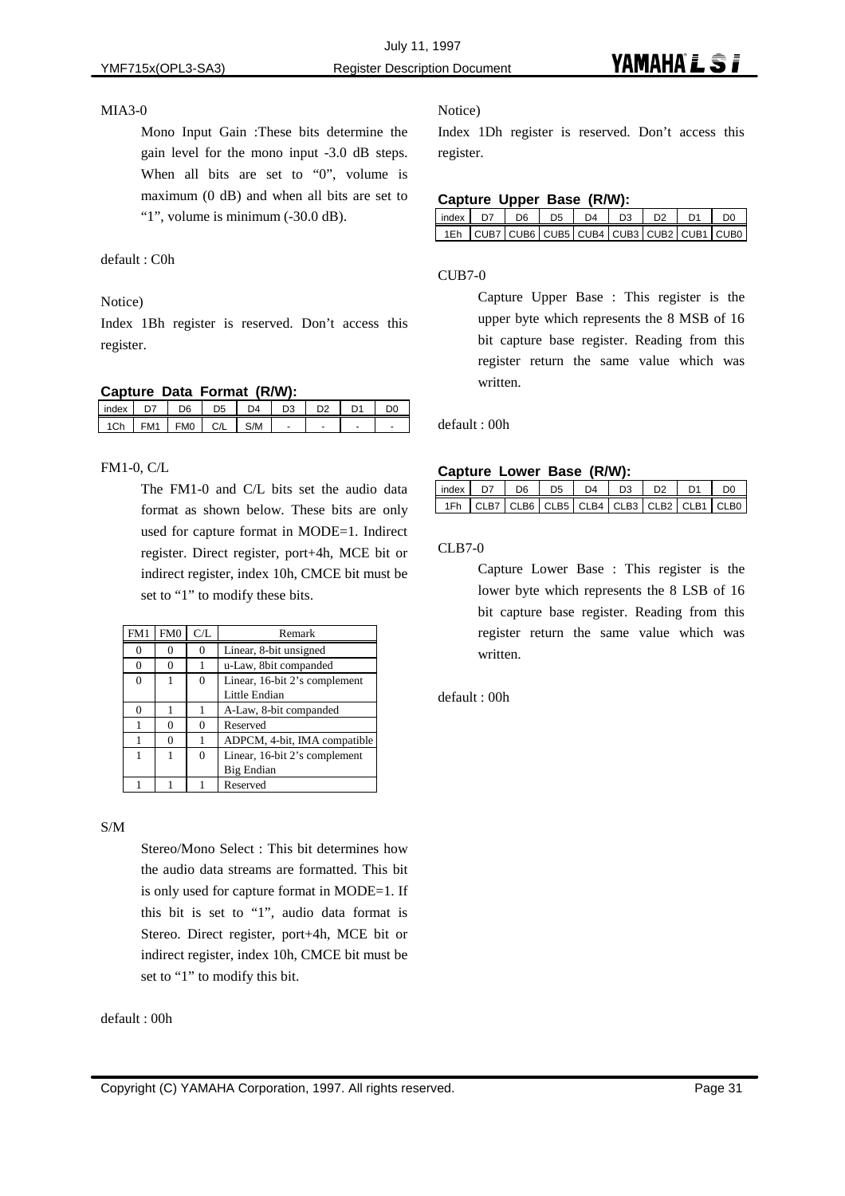MIA3-0

Mono Input Gain :These bits determine the gain level for the mono input -3.0 dB steps. When all bits are set to “0”, volume is maximum (0 dB) and when all bits are set to “1”, volume is minimum (-30.0 dB).

default : C0h

Notice)

Index 1Bh register is reserved. Don’t access this register.

**Capture Data Format (R/W):**

| index | D7 | D6 | D5 | D4 | D3 | D2 | D1 | D0 |
|---|---|---|---|---|---|---|---|---|
| 1Ch | FM1 | FM0 | C/L | S/M | - | - | - | - |

FM1-0, C/L

The FM1-0 and C/L bits set the audio data format as shown below. These bits are only used for capture format in MODE=1. Indirect register. Direct register, port+4h, MCE bit or indirect register, index 10h, CMCE bit must be set to “1” to modify these bits.

| FM1 | FM0 | C/L | Remark |
|---|---|---|---|
| 0 | 0 | 0 | Linear, 8-bit unsigned |
| 0 | 0 | 1 | u-Law, 8bit companded |
| 0 | 1 | 0 | Linear, 16-bit 2’s complement Little Endian |
| 0 | 1 | 1 | A-Law, 8-bit companded |
| 1 | 0 | 0 | Reserved |
| 1 | 0 | 1 | ADPCM, 4-bit, IMA compatible |
| 1 | 1 | 0 | Linear, 16-bit 2’s complement Big Endian |
| 1 | 1 | 1 | Reserved |

S/M

Stereo/Mono Select : This bit determines how the audio data streams are formatted. This bit is only used for capture format in MODE=1. If this bit is set to “1”, audio data format is Stereo. Direct register, port+4h, MCE bit or indirect register, index 10h, CMCE bit must be set to “1” to modify this bit.

default : 00h

Notice)

Index 1Dh register is reserved. Don’t access this register.

**Capture Upper Base (R/W):**

| index | D7 | D6 | D5 | D4 | D3 | D2 | D1 | D0 |
|---|---|---|---|---|---|---|---|---|
| 1Eh | CUB7 | CUB6 | CUB5 | CUB4 | CUB3 | CUB2 | CUB1 | CUB0 |

CUB7-0

Capture Upper Base : This register is the upper byte which represents the 8 MSB of 16 bit capture base register. Reading from this register return the same value which was written.

default : 00h

**Capture Lower Base (R/W):**

| index | D7 | D6 | D5 | D4 | D3 | D2 | D1 | D0 |
|---|---|---|---|---|---|---|---|---|
| 1Fh | CLB7 | CLB6 | CLB5 | CLB4 | CLB3 | CLB2 | CLB1 | CLB0 |

CLB7-0

Capture Lower Base : This register is the lower byte which represents the 8 LSB of 16 bit capture base register. Reading from this register return the same value which was written.

default : 00h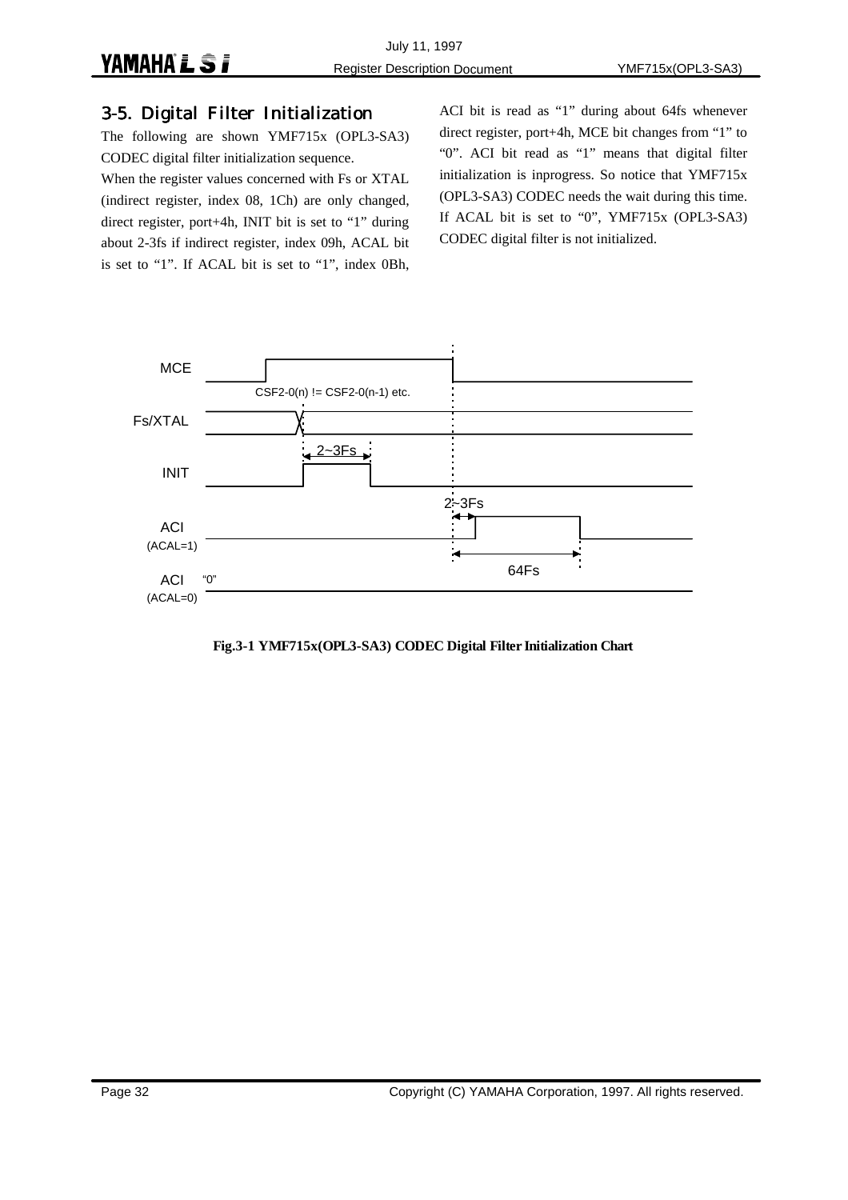## 3-5. Digital Filter Initialization

The following are shown YMF715x (OPL3-SA3) CODEC digital filter initialization sequence.

When the register values concerned with Fs or XTAL (indirect register, index 08, 1Ch) are only changed, direct register, port+4h, INIT bit is set to "1" during about 2-3fs if indirect register, index 09h, ACAL bit is set to "1". If ACAL bit is set to "1", index 0Bh, ACI bit is read as "1" during about 64fs whenever direct register, port+4h, MCE bit changes from "1" to "0". ACI bit read as "1" means that digital filter initialization is inprogress. So notice that YMF715x (OPL3-SA3) CODEC needs the wait during this time. If ACAL bit is set to "0", YMF715x (OPL3-SA3) CODEC digital filter is not initialized.

**Fig.3-1 YMF715x(OPL3-SA3) CODEC Digital Filter Initialization Chart**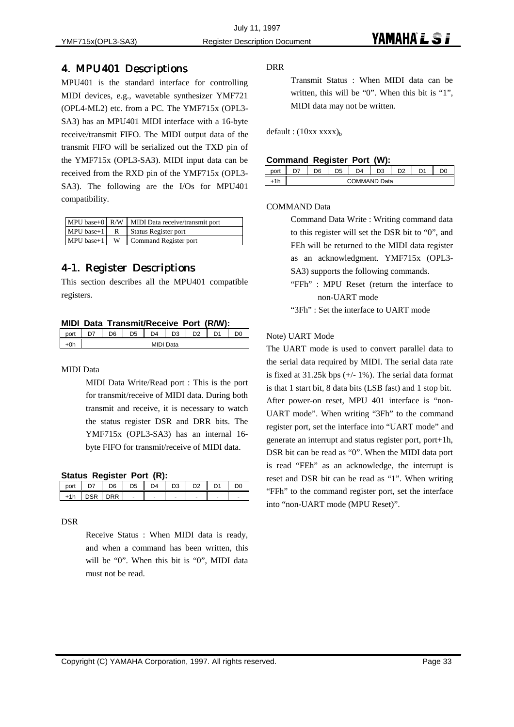# 4. MPU401 Descriptions

MPU401 is the standard interface for controlling MIDI devices, e.g., wavetable synthesizer YMF721 (OPL4-ML2) etc. from a PC. The YMF715x (OPL3-SA3) has an MPU401 MIDI interface with a 16-byte receive/transmit FIFO. The MIDI output data of the transmit FIFO will be serialized out the TXD pin of the YMF715x (OPL3-SA3). MIDI input data can be received from the RXD pin of the YMF715x (OPL3-SA3). The following are the I/Os for MPU401 compatibility.

| | | |
|---|---|---|
| MPU base+0 | R/W | MIDI Data receive/transmit port |
| MPU base+1 | R | Status Register port |
| MPU base+1 | W | Command Register port |

## 4-1. Register Descriptions

This section describes all the MPU401 compatible registers.

**MIDI Data Transmit/Receive Port (R/W):**

| port | D7 | D6 | D5 | D4 | D3 | D2 | D1 | D0 |
|---|---|---|---|---|---|---|---|---|
| +0h | MIDI Data | | | | | | | |

MIDI Data

MIDI Data Write/Read port : This is the port for transmit/receive of MIDI data. During both transmit and receive, it is necessary to watch the status register DSR and DRR bits. The YMF715x (OPL3-SA3) has an internal 16-byte FIFO for transmit/receive of MIDI data.

**Status Register Port (R):**

| port | D7 | D6 | D5 | D4 | D3 | D2 | D1 | D0 |
|---|---|---|---|---|---|---|---|---|
| +1h | DSR | DRR | - | - | - | - | - | - |

DSR

Receive Status : When MIDI data is ready, and when a command has been written, this will be "0". When this bit is "0", MIDI data must not be read.

DRR

Transmit Status : When MIDI data can be written, this will be "0". When this bit is "1", MIDI data may not be written.

default : $(10xx\ xxxx)_b$

**Command Register Port (W):**

| port | D7 | D6 | D5 | D4 | D3 | D2 | D1 | D0 |
|---|---|---|---|---|---|---|---|---|
| +1h | COMMAND Data | | | | | | | |

COMMAND Data

Command Data Write : Writing command data to this register will set the DSR bit to "0", and FEh will be returned to the MIDI data register as an acknowledgment. YMF715x (OPL3-SA3) supports the following commands.

"FFh" : MPU Reset (return the interface to non-UART mode

"3Fh" : Set the interface to UART mode

Note) UART Mode

The UART mode is used to convert parallel data to the serial data required by MIDI. The serial data rate is fixed at 31.25k bps (+/- 1%). The serial data format is that 1 start bit, 8 data bits (LSB fast) and 1 stop bit. After power-on reset, MPU 401 interface is "non-UART mode". When writing "3Fh" to the command register port, set the interface into "UART mode" and generate an interrupt and status register port, port+1h, DSR bit can be read as "0". When the MIDI data port is read "FEh" as an acknowledge, the interrupt is reset and DSR bit can be read as "1". When writing "FFh" to the command register port, set the interface into "non-UART mode (MPU Reset)".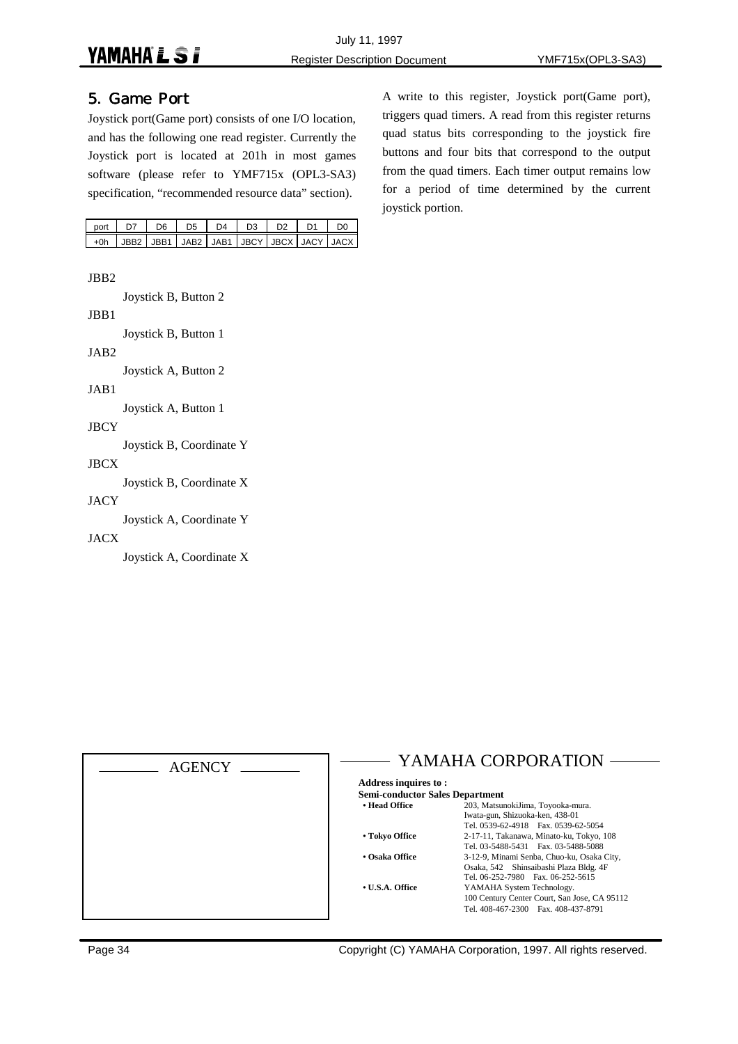## 5. Game Port

Joystick port(Game port) consists of one I/O location, and has the following one read register. Currently the Joystick port is located at 201h in most games software (please refer to YMF715x (OPL3-SA3) specification, "recommended resource data" section).

| port | D7 | D6 | D5 | D4 | D3 | D2 | D1 | D0 |
|---|---|---|---|---|---|---|---|---|
| +0h | JBB2 | JBB1 | JAB2 | JAB1 | JBCY | JBCX | JACY | JACX |

JBB2

Joystick B, Button 2

JBB1

Joystick B, Button 1

JAB2

Joystick A, Button 2

JAB1

Joystick A, Button 1

JBCY

Joystick B, Coordinate Y

JBCX

Joystick B, Coordinate X

JACY

Joystick A, Coordinate Y

JACX

Joystick A, Coordinate X

A write to this register, Joystick port(Game port), triggers quad timers. A read from this register returns quad status bits corresponding to the joystick fire buttons and four bits that correspond to the output from the quad timers. Each timer output remains low for a period of time determined by the current joystick portion.

AGENCY

YAMAHA CORPORATION

**Address inquires to :**
**Semi-conductor Sales Department**

| | |
|---|---|
| **• Head Office** | 203, MatsunokiJima, Toyooka-mura. Iwata-gun, Shizuoka-ken, 438-01 Tel. 0539-62-4918 Fax. 0539-62-5054 |
| **• Tokyo Office** | 2-17-11, Takanawa, Minato-ku, Tokyo, 108 Tel. 03-5488-5431 Fax. 03-5488-5088 |
| **• Osaka Office** | 3-12-9, Minami Senba, Chuo-ku, Osaka City, Osaka, 542 Shinsaibashi Plaza Bldg. 4F Tel. 06-252-7980 Fax. 06-252-5615 |
| **• U.S.A. Office** | YAMAHA System Technology. 100 Century Center Court, San Jose, CA 95112 Tel. 408-467-2300 Fax. 408-437-8791 |

Copyright (C) YAMAHA Corporation, 1997. All rights reserved.